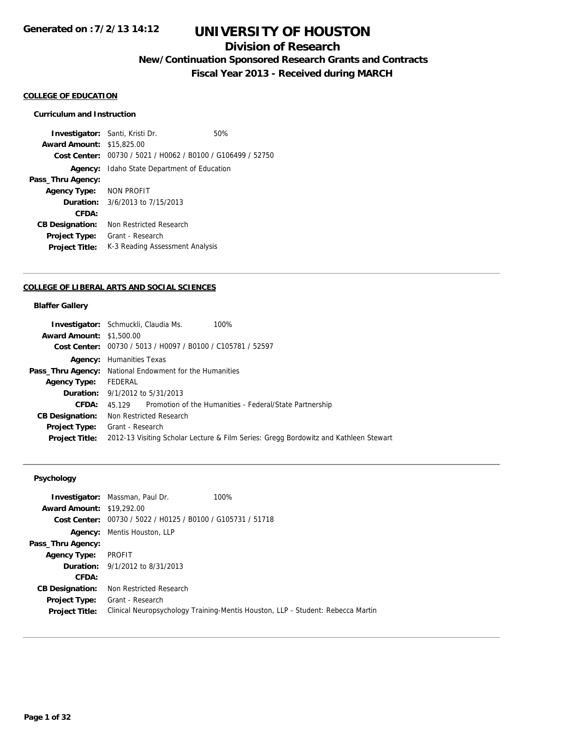Generated on :7/2/13 14:12

# UNIVERSITY OF HOUSTON

## Division of Research

### New/Continuation Sponsored Research Grants and Contracts

### Fiscal Year 2013 - Received during MARCH

**COLLEGE OF EDUCATION**

**Curriculum and Instruction**

| | | |
|---|---|---|
| **Investigator:** | Santi, Kristi Dr. | 50% |
| **Award Amount:** | $15,825.00 | |
| **Cost Center:** | 00730 / 5021 / H0062 / B0100 / G106499 / 52750 | |
| **Agency:** | Idaho State Department of Education | |
| **Pass_Thru Agency:** | | |
| **Agency Type:** | NON PROFIT | |
| **Duration:** | 3/6/2013 to 7/15/2013 | |
| **CFDA:** | | |
| **CB Designation:** | Non Restricted Research | |
| **Project Type:** | Grant - Research | |
| **Project Title:** | K-3 Reading Assessment Analysis | |

**COLLEGE OF LIBERAL ARTS AND SOCIAL SCIENCES**

**Blaffer Gallery**

| | | |
|---|---|---|
| **Investigator:** | Schmuckli, Claudia Ms. | 100% |
| **Award Amount:** | $1,500.00 | |
| **Cost Center:** | 00730 / 5013 / H0097 / B0100 / C105781 / 52597 | |
| **Agency:** | Humanities Texas | |
| **Pass_Thru Agency:** | National Endowment for the Humanities | |
| **Agency Type:** | FEDERAL | |
| **Duration:** | 9/1/2012 to 5/31/2013 | |
| **CFDA:** | 45.129 Promotion of the Humanities - Federal/State Partnership | |
| **CB Designation:** | Non Restricted Research | |
| **Project Type:** | Grant - Research | |
| **Project Title:** | 2012-13 Visiting Scholar Lecture & Film Series: Gregg Bordowitz and Kathleen Stewart | |

**Psychology**

| | | |
|---|---|---|
| **Investigator:** | Massman, Paul Dr. | 100% |
| **Award Amount:** | $19,292.00 | |
| **Cost Center:** | 00730 / 5022 / H0125 / B0100 / G105731 / 51718 | |
| **Agency:** | Mentis Houston, LLP | |
| **Pass_Thru Agency:** | | |
| **Agency Type:** | PROFIT | |
| **Duration:** | 9/1/2012 to 8/31/2013 | |
| **CFDA:** | | |
| **CB Designation:** | Non Restricted Research | |
| **Project Type:** | Grant - Research | |
| **Project Title:** | Clinical Neuropsychology Training-Mentis Houston, LLP - Student: Rebecca Martin | |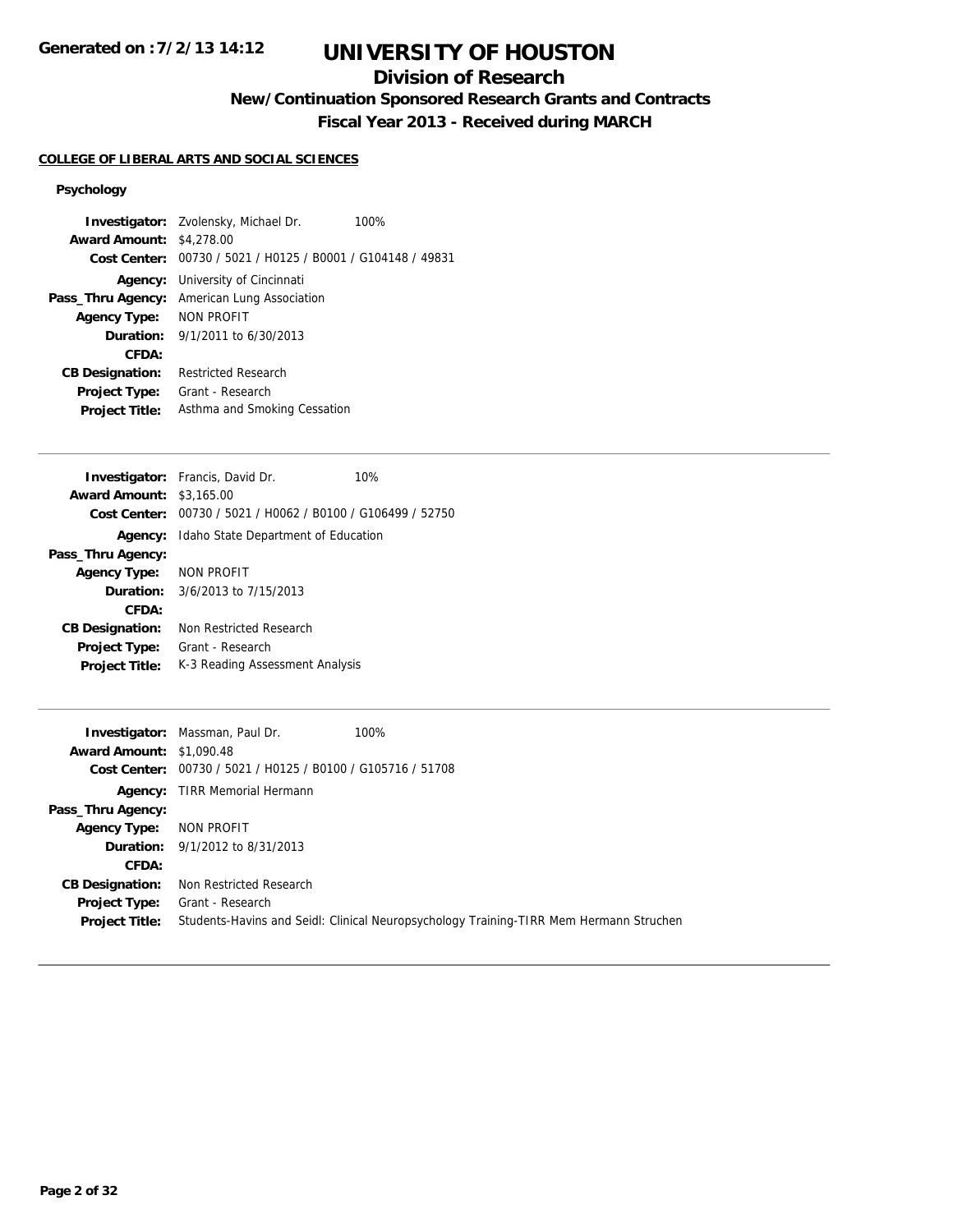# UNIVERSITY OF HOUSTON

## Division of Research

### New/Continuation Sponsored Research Grants and Contracts

### Fiscal Year 2013 - Received during MARCH

**COLLEGE OF LIBERAL ARTS AND SOCIAL SCIENCES**

**Psychology**

**Investigator:** Zvolensky, Michael Dr. 100%
**Award Amount:** $4,278.00
**Cost Center:** 00730 / 5021 / H0125 / B0001 / G104148 / 49831
**Agency:** University of Cincinnati
**Pass_Thru Agency:** American Lung Association
**Agency Type:** NON PROFIT
**Duration:** 9/1/2011 to 6/30/2013
**CFDA:**
**CB Designation:** Restricted Research
**Project Type:** Grant - Research
**Project Title:** Asthma and Smoking Cessation

---

**Investigator:** Francis, David Dr. 10%
**Award Amount:** $3,165.00
**Cost Center:** 00730 / 5021 / H0062 / B0100 / G106499 / 52750
**Agency:** Idaho State Department of Education
**Pass_Thru Agency:**
**Agency Type:** NON PROFIT
**Duration:** 3/6/2013 to 7/15/2013
**CFDA:**
**CB Designation:** Non Restricted Research
**Project Type:** Grant - Research
**Project Title:** K-3 Reading Assessment Analysis

---

**Investigator:** Massman, Paul Dr. 100%
**Award Amount:** $1,090.48
**Cost Center:** 00730 / 5021 / H0125 / B0100 / G105716 / 51708
**Agency:** TIRR Memorial Hermann
**Pass_Thru Agency:**
**Agency Type:** NON PROFIT
**Duration:** 9/1/2012 to 8/31/2013
**CFDA:**
**CB Designation:** Non Restricted Research
**Project Type:** Grant - Research
**Project Title:** Students-Havins and Seidl: Clinical Neuropsychology Training-TIRR Mem Hermann Struchen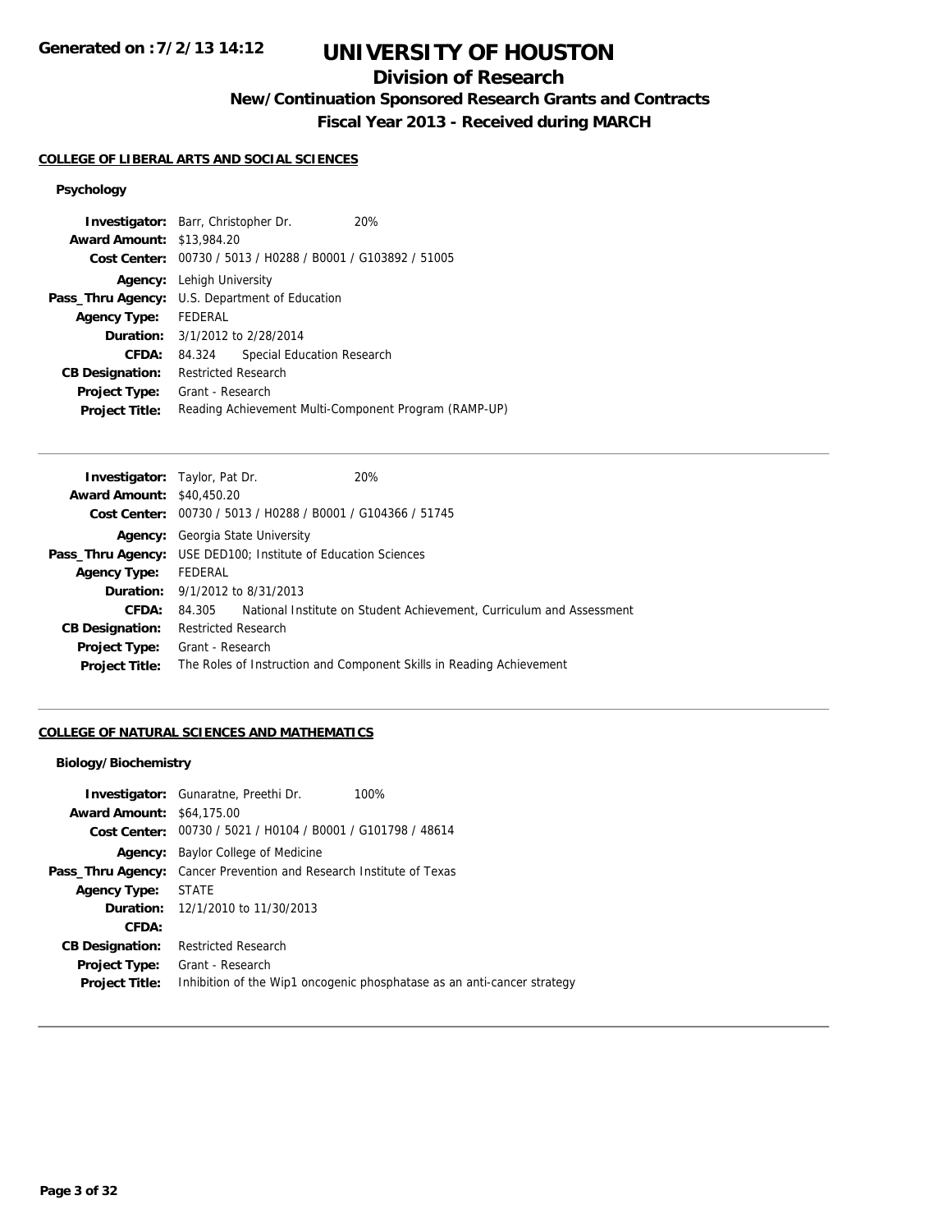# UNIVERSITY OF HOUSTON

## Division of Research

### New/Continuation Sponsored Research Grants and Contracts

### Fiscal Year 2013 - Received during MARCH

Generated on : 7/2/13 14:12

**COLLEGE OF LIBERAL ARTS AND SOCIAL SCIENCES**

**Psychology**

**Investigator:** Barr, Christopher Dr. 20%
**Award Amount:** $13,984.20
**Cost Center:** 00730 / 5013 / H0288 / B0001 / G103892 / 51005
**Agency:** Lehigh University
**Pass_Thru Agency:** U.S. Department of Education
**Agency Type:** FEDERAL
**Duration:** 3/1/2012 to 2/28/2014
**CFDA:** 84.324 Special Education Research
**CB Designation:** Restricted Research
**Project Type:** Grant - Research
**Project Title:** Reading Achievement Multi-Component Program (RAMP-UP)

---

**Investigator:** Taylor, Pat Dr. 20%
**Award Amount:** $40,450.20
**Cost Center:** 00730 / 5013 / H0288 / B0001 / G104366 / 51745
**Agency:** Georgia State University
**Pass_Thru Agency:** USE DED100; Institute of Education Sciences
**Agency Type:** FEDERAL
**Duration:** 9/1/2012 to 8/31/2013
**CFDA:** 84.305 National Institute on Student Achievement, Curriculum and Assessment
**CB Designation:** Restricted Research
**Project Type:** Grant - Research
**Project Title:** The Roles of Instruction and Component Skills in Reading Achievement

---

**COLLEGE OF NATURAL SCIENCES AND MATHEMATICS**

**Biology/Biochemistry**

**Investigator:** Gunaratne, Preethi Dr. 100%
**Award Amount:** $64,175.00
**Cost Center:** 00730 / 5021 / H0104 / B0001 / G101798 / 48614
**Agency:** Baylor College of Medicine
**Pass_Thru Agency:** Cancer Prevention and Research Institute of Texas
**Agency Type:** STATE
**Duration:** 12/1/2010 to 11/30/2013
**CFDA:**
**CB Designation:** Restricted Research
**Project Type:** Grant - Research
**Project Title:** Inhibition of the Wip1 oncogenic phosphatase as an anti-cancer strategy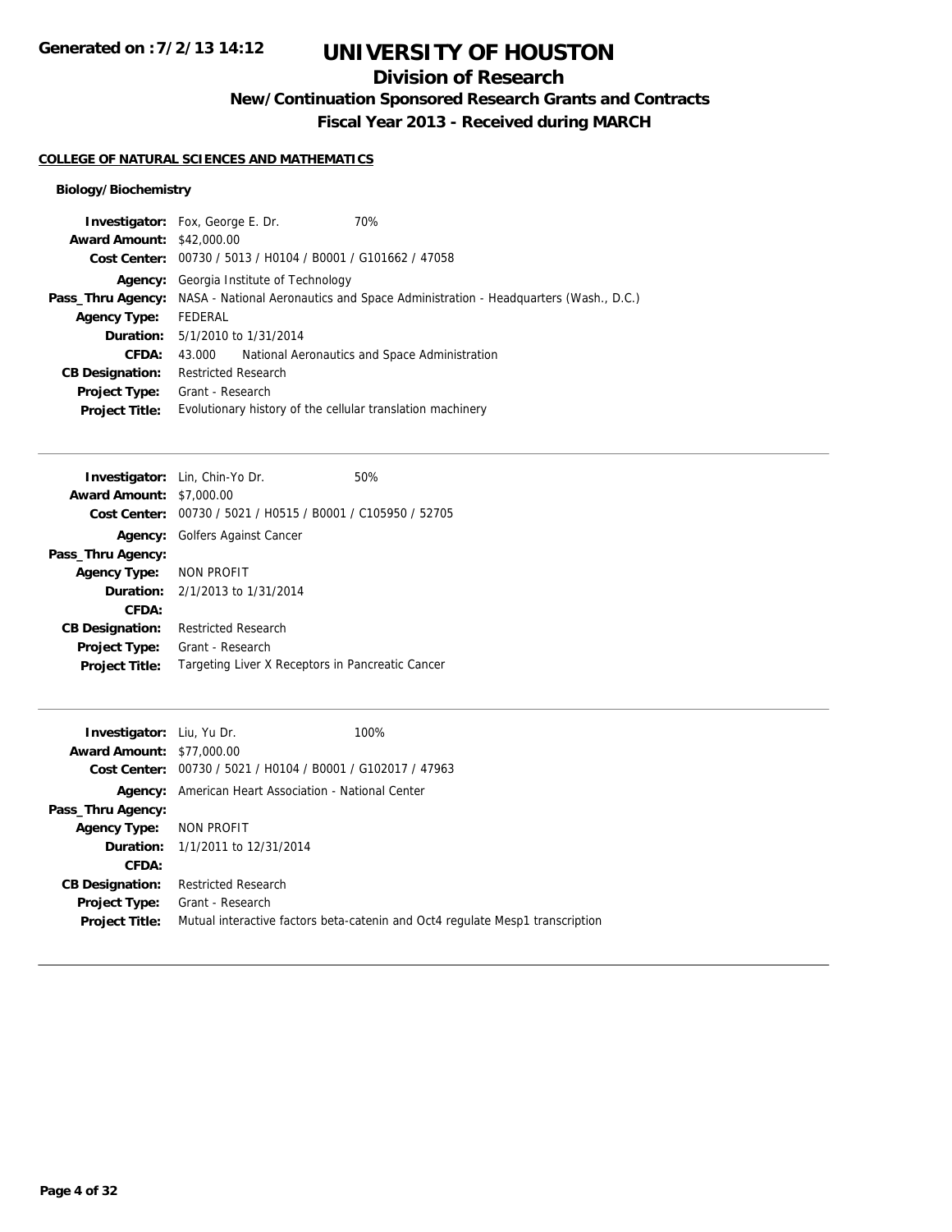# UNIVERSITY OF HOUSTON

## Division of Research

### New/Continuation Sponsored Research Grants and Contracts

### Fiscal Year 2013 - Received during MARCH

**COLLEGE OF NATURAL SCIENCES AND MATHEMATICS**

**Biology/Biochemistry**

**Investigator:** Fox, George E. Dr. 70%
**Award Amount:** $42,000.00
**Cost Center:** 00730 / 5013 / H0104 / B0001 / G101662 / 47058
**Agency:** Georgia Institute of Technology
**Pass_Thru Agency:** NASA - National Aeronautics and Space Administration - Headquarters (Wash., D.C.)
**Agency Type:** FEDERAL
**Duration:** 5/1/2010 to 1/31/2014
**CFDA:** 43.000 National Aeronautics and Space Administration
**CB Designation:** Restricted Research
**Project Type:** Grant - Research
**Project Title:** Evolutionary history of the cellular translation machinery

---

**Investigator:** Lin, Chin-Yo Dr. 50%
**Award Amount:** $7,000.00
**Cost Center:** 00730 / 5021 / H0515 / B0001 / C105950 / 52705
**Agency:** Golfers Against Cancer
**Pass_Thru Agency:**
**Agency Type:** NON PROFIT
**Duration:** 2/1/2013 to 1/31/2014
**CFDA:**
**CB Designation:** Restricted Research
**Project Type:** Grant - Research
**Project Title:** Targeting Liver X Receptors in Pancreatic Cancer

---

**Investigator:** Liu, Yu Dr. 100%
**Award Amount:** $77,000.00
**Cost Center:** 00730 / 5021 / H0104 / B0001 / G102017 / 47963
**Agency:** American Heart Association - National Center
**Pass_Thru Agency:**
**Agency Type:** NON PROFIT
**Duration:** 1/1/2011 to 12/31/2014
**CFDA:**
**CB Designation:** Restricted Research
**Project Type:** Grant - Research
**Project Title:** Mutual interactive factors beta-catenin and Oct4 regulate Mesp1 transcription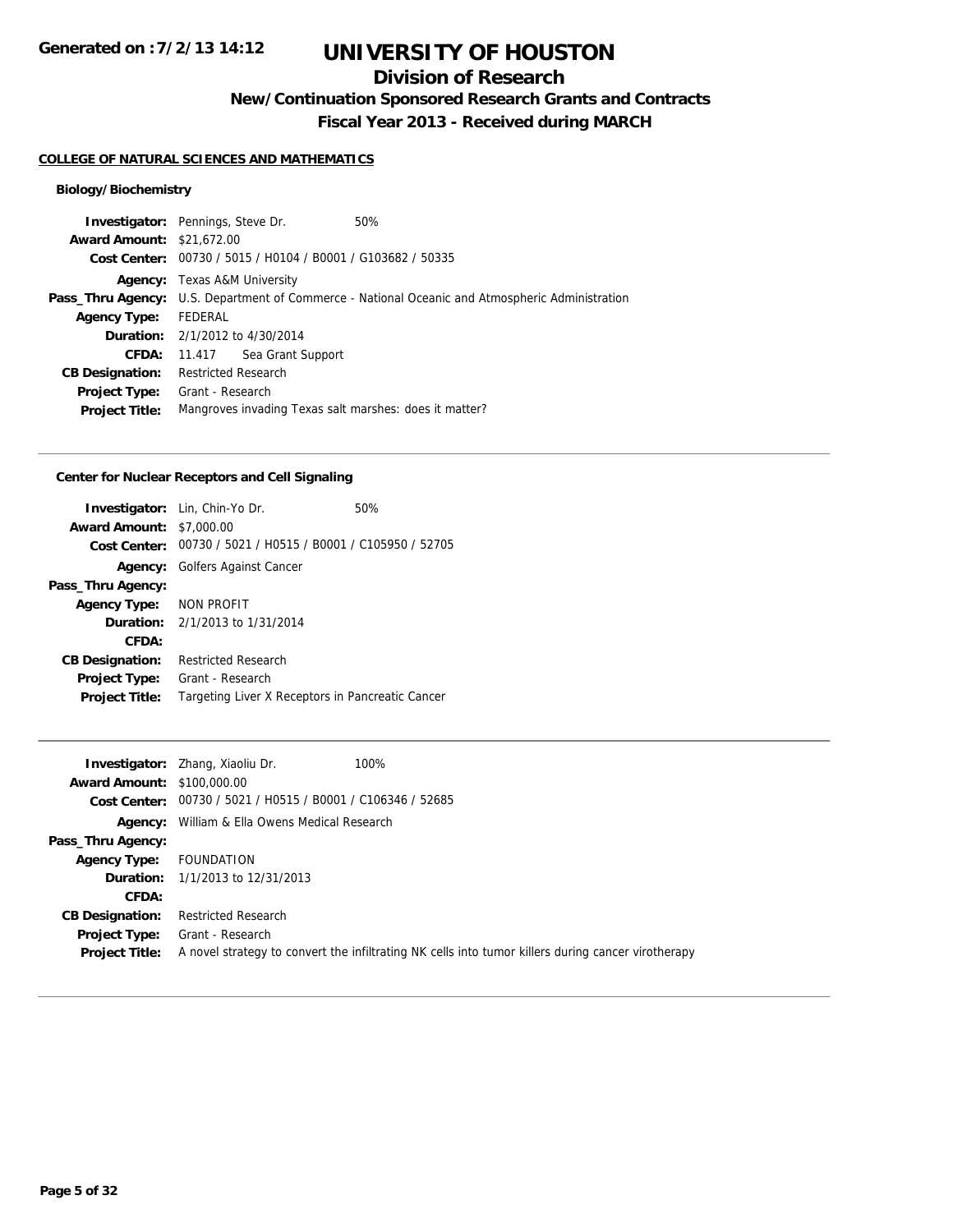# UNIVERSITY OF HOUSTON

## Division of Research

### New/Continuation Sponsored Research Grants and Contracts

### Fiscal Year 2013 - Received during MARCH

**COLLEGE OF NATURAL SCIENCES AND MATHEMATICS**

**Biology/Biochemistry**

**Investigator:** Pennings, Steve Dr. 50%
**Award Amount:** $21,672.00
**Cost Center:** 00730 / 5015 / H0104 / B0001 / G103682 / 50335
**Agency:** Texas A&M University
**Pass_Thru Agency:** U.S. Department of Commerce - National Oceanic and Atmospheric Administration
**Agency Type:** FEDERAL
**Duration:** 2/1/2012 to 4/30/2014
**CFDA:** 11.417 Sea Grant Support
**CB Designation:** Restricted Research
**Project Type:** Grant - Research
**Project Title:** Mangroves invading Texas salt marshes: does it matter?

---

**Center for Nuclear Receptors and Cell Signaling**

**Investigator:** Lin, Chin-Yo Dr. 50%
**Award Amount:** $7,000.00
**Cost Center:** 00730 / 5021 / H0515 / B0001 / C105950 / 52705
**Agency:** Golfers Against Cancer
**Pass_Thru Agency:**
**Agency Type:** NON PROFIT
**Duration:** 2/1/2013 to 1/31/2014
**CFDA:**
**CB Designation:** Restricted Research
**Project Type:** Grant - Research
**Project Title:** Targeting Liver X Receptors in Pancreatic Cancer

---

**Investigator:** Zhang, Xiaoliu Dr. 100%
**Award Amount:** $100,000.00
**Cost Center:** 00730 / 5021 / H0515 / B0001 / C106346 / 52685
**Agency:** William & Ella Owens Medical Research
**Pass_Thru Agency:**
**Agency Type:** FOUNDATION
**Duration:** 1/1/2013 to 12/31/2013
**CFDA:**
**CB Designation:** Restricted Research
**Project Type:** Grant - Research
**Project Title:** A novel strategy to convert the infiltrating NK cells into tumor killers during cancer virotherapy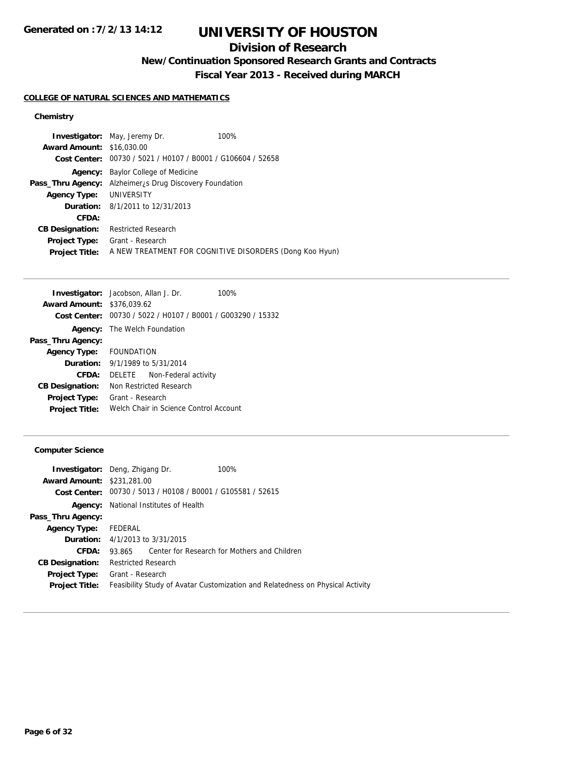# UNIVERSITY OF HOUSTON

## Division of Research

### New/Continuation Sponsored Research Grants and Contracts

### Fiscal Year 2013 - Received during MARCH

**COLLEGE OF NATURAL SCIENCES AND MATHEMATICS**

**Chemistry**

| | |
|---|---|
| **Investigator:** | May, Jeremy Dr. 100% |
| **Award Amount:** | $16,030.00 |
| **Cost Center:** | 00730 / 5021 / H0107 / B0001 / G106604 / 52658 |
| **Agency:** | Baylor College of Medicine |
| **Pass_Thru Agency:** | Alzheimer¿s Drug Discovery Foundation |
| **Agency Type:** | UNIVERSITY |
| **Duration:** | 8/1/2011 to 12/31/2013 |
| **CFDA:** | |
| **CB Designation:** | Restricted Research |
| **Project Type:** | Grant - Research |
| **Project Title:** | A NEW TREATMENT FOR COGNITIVE DISORDERS (Dong Koo Hyun) |

---

| | |
|---|---|
| **Investigator:** | Jacobson, Allan J. Dr. 100% |
| **Award Amount:** | $376,039.62 |
| **Cost Center:** | 00730 / 5022 / H0107 / B0001 / G003290 / 15332 |
| **Agency:** | The Welch Foundation |
| **Pass_Thru Agency:** | |
| **Agency Type:** | FOUNDATION |
| **Duration:** | 9/1/1989 to 5/31/2014 |
| **CFDA:** | DELETE Non-Federal activity |
| **CB Designation:** | Non Restricted Research |
| **Project Type:** | Grant - Research |
| **Project Title:** | Welch Chair in Science Control Account |

---

**Computer Science**

| | |
|---|---|
| **Investigator:** | Deng, Zhigang Dr. 100% |
| **Award Amount:** | $231,281.00 |
| **Cost Center:** | 00730 / 5013 / H0108 / B0001 / G105581 / 52615 |
| **Agency:** | National Institutes of Health |
| **Pass_Thru Agency:** | |
| **Agency Type:** | FEDERAL |
| **Duration:** | 4/1/2013 to 3/31/2015 |
| **CFDA:** | 93.865 Center for Research for Mothers and Children |
| **CB Designation:** | Restricted Research |
| **Project Type:** | Grant - Research |
| **Project Title:** | Feasibility Study of Avatar Customization and Relatedness on Physical Activity |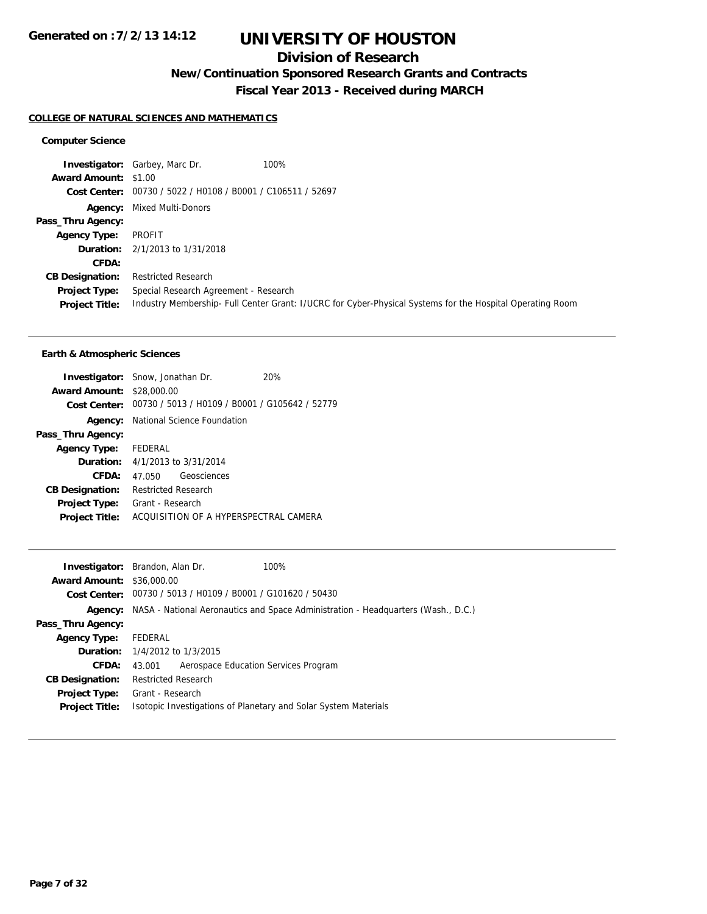# UNIVERSITY OF HOUSTON

## Division of Research

### New/Continuation Sponsored Research Grants and Contracts

### Fiscal Year 2013 - Received during MARCH

**COLLEGE OF NATURAL SCIENCES AND MATHEMATICS**

**Computer Science**

**Investigator:** Garbey, Marc Dr. 100%
**Award Amount:** $1.00
**Cost Center:** 00730 / 5022 / H0108 / B0001 / C106511 / 52697
**Agency:** Mixed Multi-Donors
**Pass_Thru Agency:**
**Agency Type:** PROFIT
**Duration:** 2/1/2013 to 1/31/2018
**CFDA:**
**CB Designation:** Restricted Research
**Project Type:** Special Research Agreement - Research
**Project Title:** Industry Membership- Full Center Grant: I/UCRC for Cyber-Physical Systems for the Hospital Operating Room

---

**Earth & Atmospheric Sciences**

**Investigator:** Snow, Jonathan Dr. 20%
**Award Amount:** $28,000.00
**Cost Center:** 00730 / 5013 / H0109 / B0001 / G105642 / 52779
**Agency:** National Science Foundation
**Pass_Thru Agency:**
**Agency Type:** FEDERAL
**Duration:** 4/1/2013 to 3/31/2014
**CFDA:** 47.050 Geosciences
**CB Designation:** Restricted Research
**Project Type:** Grant - Research
**Project Title:** ACQUISITION OF A HYPERSPECTRAL CAMERA

---

**Investigator:** Brandon, Alan Dr. 100%
**Award Amount:** $36,000.00
**Cost Center:** 00730 / 5013 / H0109 / B0001 / G101620 / 50430
**Agency:** NASA - National Aeronautics and Space Administration - Headquarters (Wash., D.C.)
**Pass_Thru Agency:**
**Agency Type:** FEDERAL
**Duration:** 1/4/2012 to 1/3/2015
**CFDA:** 43.001 Aerospace Education Services Program
**CB Designation:** Restricted Research
**Project Type:** Grant - Research
**Project Title:** Isotopic Investigations of Planetary and Solar System Materials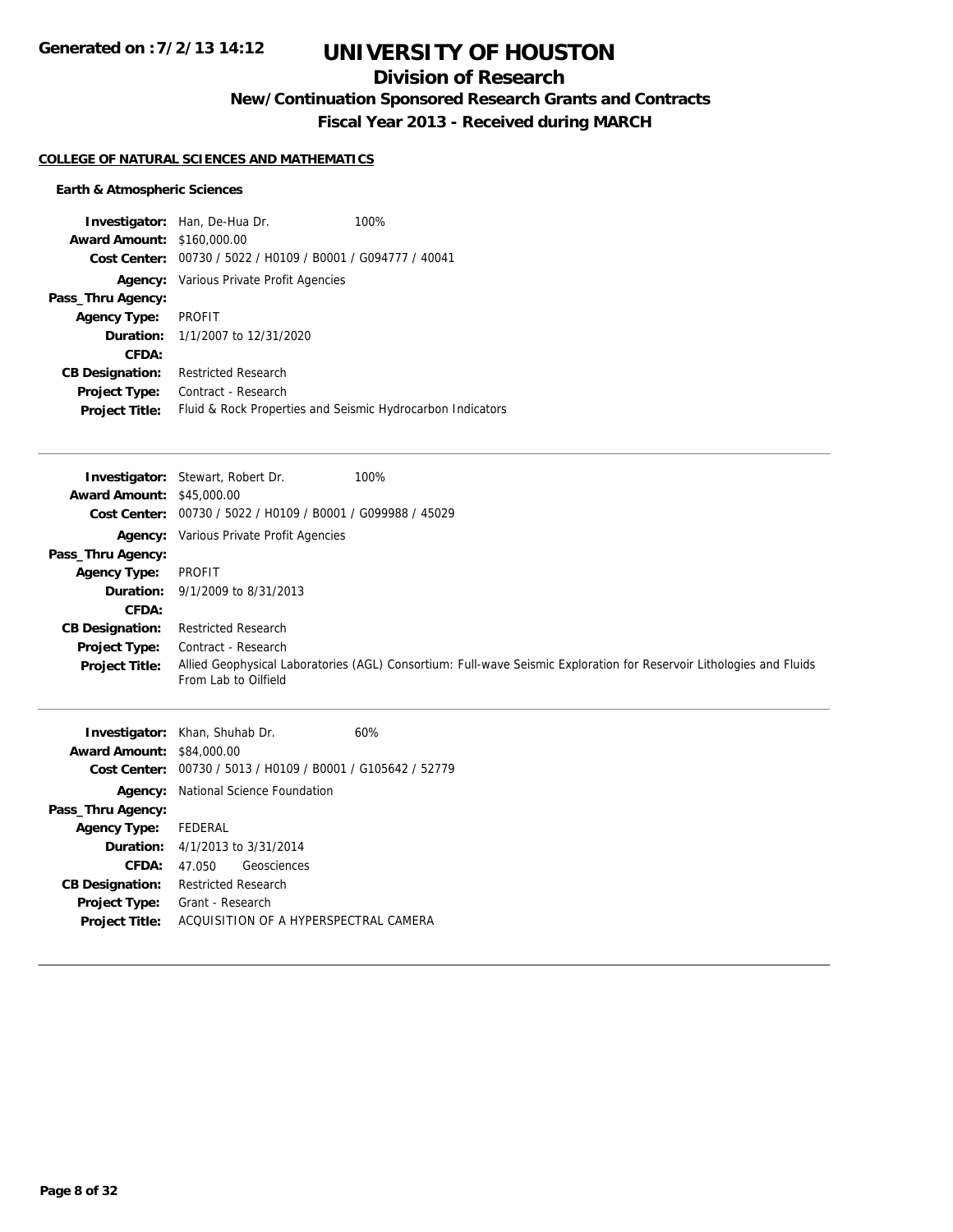# UNIVERSITY OF HOUSTON

## Division of Research

### New/Continuation Sponsored Research Grants and Contracts

### Fiscal Year 2013 - Received during MARCH

**COLLEGE OF NATURAL SCIENCES AND MATHEMATICS**

**Earth & Atmospheric Sciences**

**Investigator:** Han, De-Hua Dr. 100%
**Award Amount:** $160,000.00
**Cost Center:** 00730 / 5022 / H0109 / B0001 / G094777 / 40041
**Agency:** Various Private Profit Agencies
**Pass_Thru Agency:**
**Agency Type:** PROFIT
**Duration:** 1/1/2007 to 12/31/2020
**CFDA:**
**CB Designation:** Restricted Research
**Project Type:** Contract - Research
**Project Title:** Fluid & Rock Properties and Seismic Hydrocarbon Indicators

---

**Investigator:** Stewart, Robert Dr. 100%
**Award Amount:** $45,000.00
**Cost Center:** 00730 / 5022 / H0109 / B0001 / G099988 / 45029
**Agency:** Various Private Profit Agencies
**Pass_Thru Agency:**
**Agency Type:** PROFIT
**Duration:** 9/1/2009 to 8/31/2013
**CFDA:**
**CB Designation:** Restricted Research
**Project Type:** Contract - Research
**Project Title:** Allied Geophysical Laboratories (AGL) Consortium: Full-wave Seismic Exploration for Reservoir Lithologies and Fluids From Lab to Oilfield

---

**Investigator:** Khan, Shuhab Dr. 60%
**Award Amount:** $84,000.00
**Cost Center:** 00730 / 5013 / H0109 / B0001 / G105642 / 52779
**Agency:** National Science Foundation
**Pass_Thru Agency:**
**Agency Type:** FEDERAL
**Duration:** 4/1/2013 to 3/31/2014
**CFDA:** 47.050 Geosciences
**CB Designation:** Restricted Research
**Project Type:** Grant - Research
**Project Title:** ACQUISITION OF A HYPERSPECTRAL CAMERA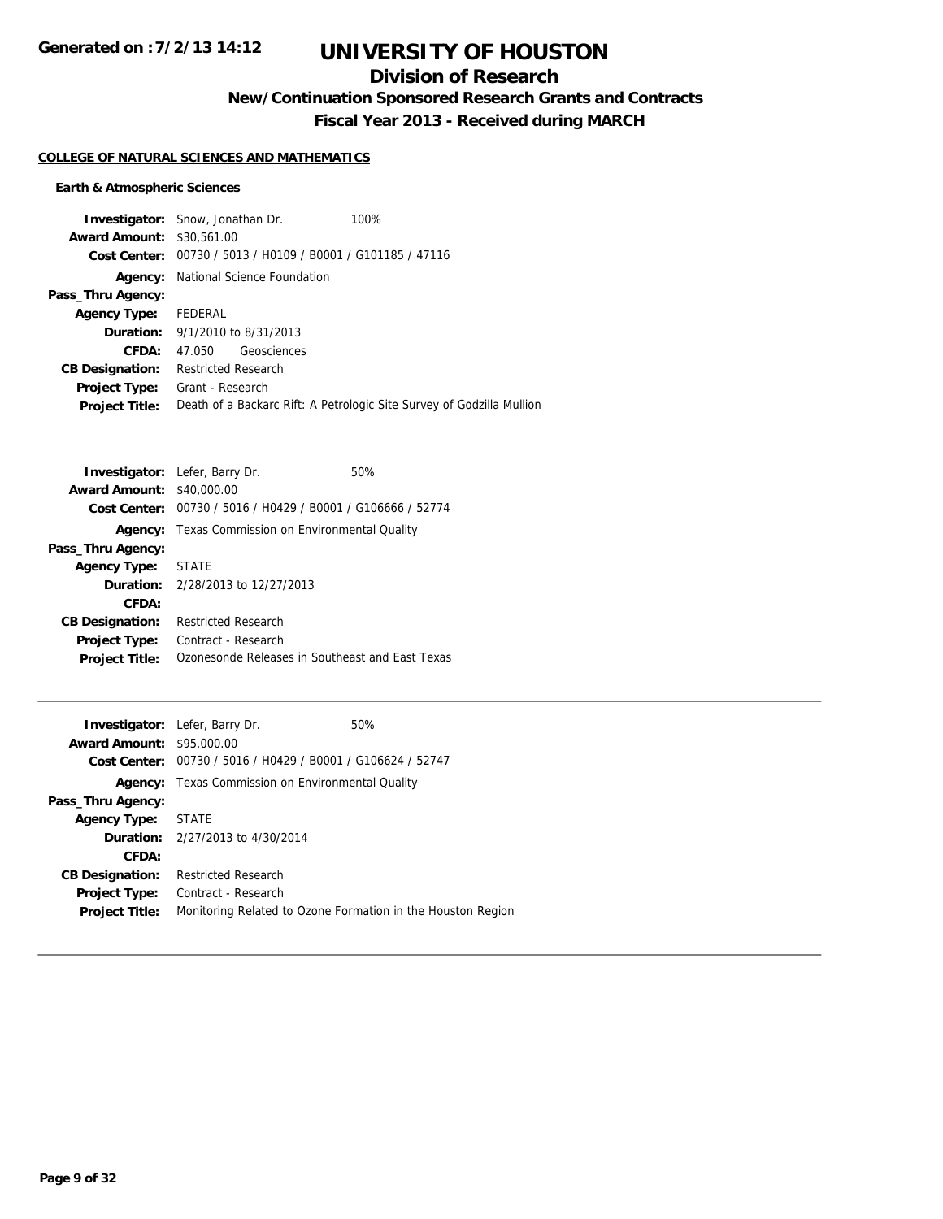# UNIVERSITY OF HOUSTON

## Division of Research

### New/Continuation Sponsored Research Grants and Contracts

### Fiscal Year 2013 - Received during MARCH

**COLLEGE OF NATURAL SCIENCES AND MATHEMATICS**

**Earth & Atmospheric Sciences**

**Investigator:** Snow, Jonathan Dr. 100%
**Award Amount:** $30,561.00
**Cost Center:** 00730 / 5013 / H0109 / B0001 / G101185 / 47116
**Agency:** National Science Foundation
**Pass_Thru Agency:**
**Agency Type:** FEDERAL
**Duration:** 9/1/2010 to 8/31/2013
**CFDA:** 47.050 Geosciences
**CB Designation:** Restricted Research
**Project Type:** Grant - Research
**Project Title:** Death of a Backarc Rift: A Petrologic Site Survey of Godzilla Mullion

---

**Investigator:** Lefer, Barry Dr. 50%
**Award Amount:** $40,000.00
**Cost Center:** 00730 / 5016 / H0429 / B0001 / G106666 / 52774
**Agency:** Texas Commission on Environmental Quality
**Pass_Thru Agency:**
**Agency Type:** STATE
**Duration:** 2/28/2013 to 12/27/2013
**CFDA:**
**CB Designation:** Restricted Research
**Project Type:** Contract - Research
**Project Title:** Ozonesonde Releases in Southeast and East Texas

---

**Investigator:** Lefer, Barry Dr. 50%
**Award Amount:** $95,000.00
**Cost Center:** 00730 / 5016 / H0429 / B0001 / G106624 / 52747
**Agency:** Texas Commission on Environmental Quality
**Pass_Thru Agency:**
**Agency Type:** STATE
**Duration:** 2/27/2013 to 4/30/2014
**CFDA:**
**CB Designation:** Restricted Research
**Project Type:** Contract - Research
**Project Title:** Monitoring Related to Ozone Formation in the Houston Region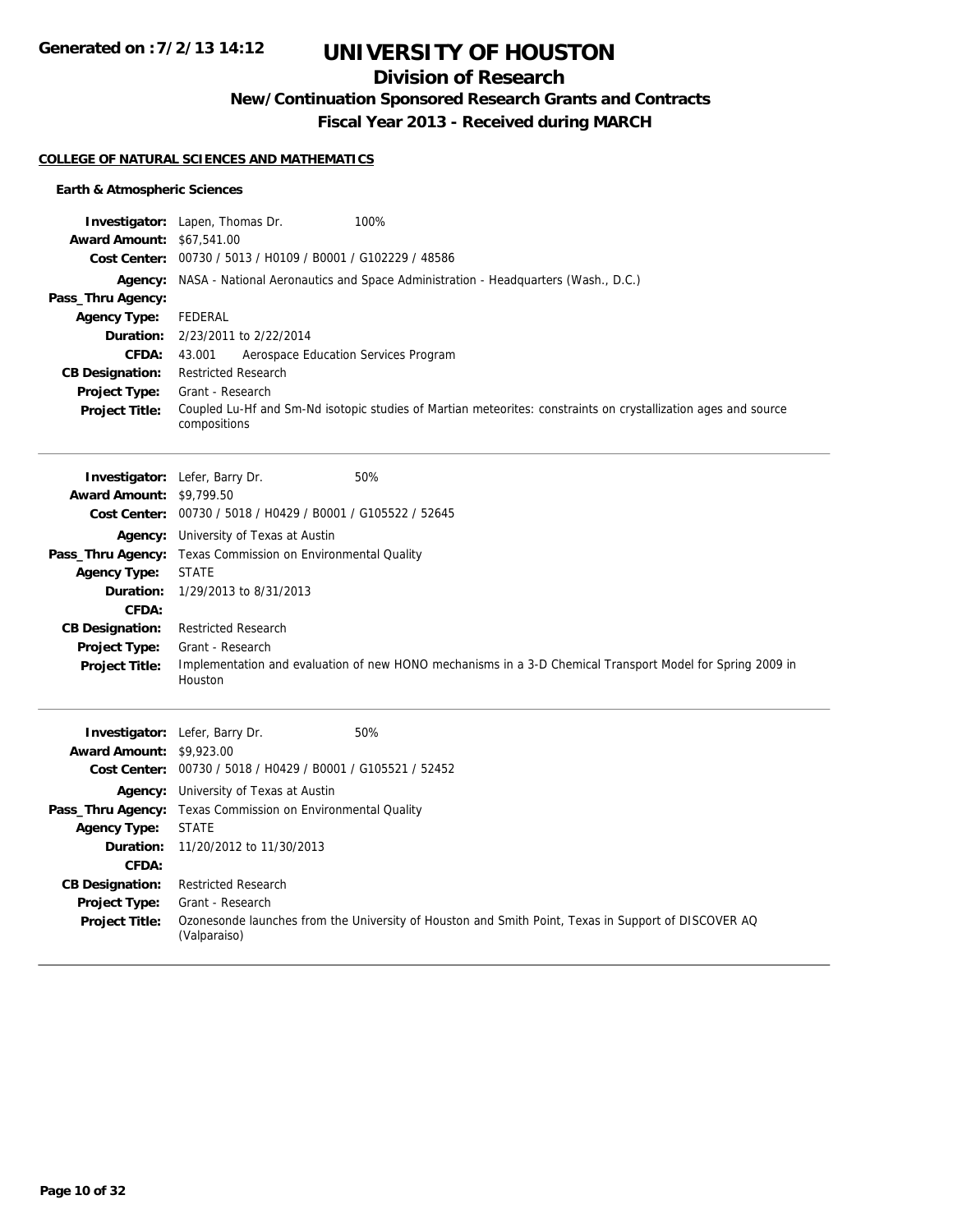# UNIVERSITY OF HOUSTON

## Division of Research

### New/Continuation Sponsored Research Grants and Contracts

### Fiscal Year 2013 - Received during MARCH

Generated on :7/2/13 14:12

**COLLEGE OF NATURAL SCIENCES AND MATHEMATICS**

**Earth & Atmospheric Sciences**

| | |
|---|---|
| **Investigator:** | Lapen, Thomas Dr. 100% |
| **Award Amount:** | $67,541.00 |
| **Cost Center:** | 00730 / 5013 / H0109 / B0001 / G102229 / 48586 |
| **Agency:** | NASA - National Aeronautics and Space Administration - Headquarters (Wash., D.C.) |
| **Pass_Thru Agency:** | |
| **Agency Type:** | FEDERAL |
| **Duration:** | 2/23/2011 to 2/22/2014 |
| **CFDA:** | 43.001 Aerospace Education Services Program |
| **CB Designation:** | Restricted Research |
| **Project Type:** | Grant - Research |
| **Project Title:** | Coupled Lu-Hf and Sm-Nd isotopic studies of Martian meteorites: constraints on crystallization ages and source compositions |

---

| | |
|---|---|
| **Investigator:** | Lefer, Barry Dr. 50% |
| **Award Amount:** | $9,799.50 |
| **Cost Center:** | 00730 / 5018 / H0429 / B0001 / G105522 / 52645 |
| **Agency:** | University of Texas at Austin |
| **Pass_Thru Agency:** | Texas Commission on Environmental Quality |
| **Agency Type:** | STATE |
| **Duration:** | 1/29/2013 to 8/31/2013 |
| **CFDA:** | |
| **CB Designation:** | Restricted Research |
| **Project Type:** | Grant - Research |
| **Project Title:** | Implementation and evaluation of new HONO mechanisms in a 3-D Chemical Transport Model for Spring 2009 in Houston |

---

| | |
|---|---|
| **Investigator:** | Lefer, Barry Dr. 50% |
| **Award Amount:** | $9,923.00 |
| **Cost Center:** | 00730 / 5018 / H0429 / B0001 / G105521 / 52452 |
| **Agency:** | University of Texas at Austin |
| **Pass_Thru Agency:** | Texas Commission on Environmental Quality |
| **Agency Type:** | STATE |
| **Duration:** | 11/20/2012 to 11/30/2013 |
| **CFDA:** | |
| **CB Designation:** | Restricted Research |
| **Project Type:** | Grant - Research |
| **Project Title:** | Ozonesonde launches from the University of Houston and Smith Point, Texas in Support of DISCOVER AQ (Valparaiso) |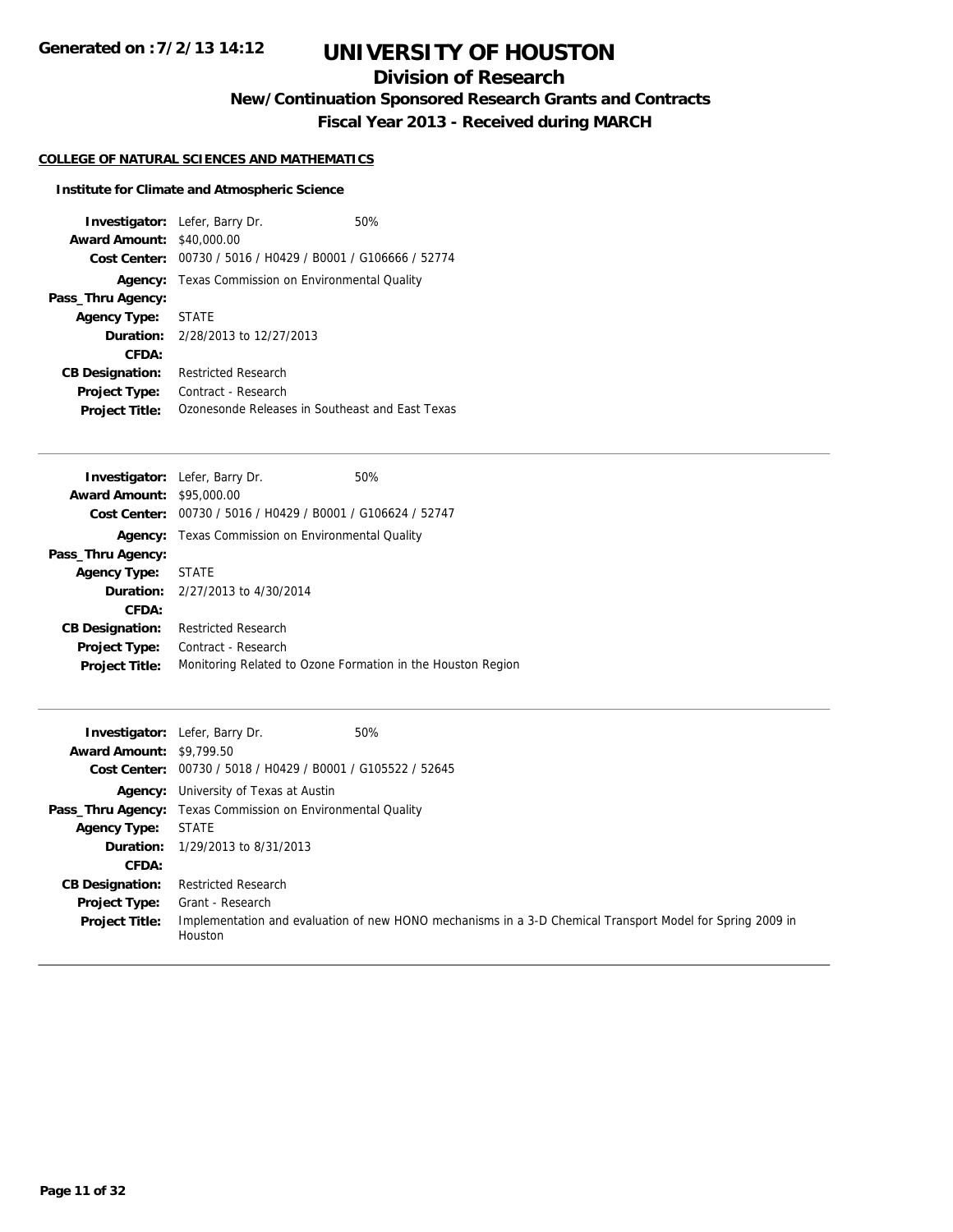Generated on :7/2/13 14:12

# UNIVERSITY OF HOUSTON

## Division of Research

### New/Continuation Sponsored Research Grants and Contracts

### Fiscal Year 2013 - Received during MARCH

**COLLEGE OF NATURAL SCIENCES AND MATHEMATICS**

**Institute for Climate and Atmospheric Science**

| | | |
|---|---|---|
| **Investigator:** | Lefer, Barry Dr. | 50% |
| **Award Amount:** | $40,000.00 | |
| **Cost Center:** | 00730 / 5016 / H0429 / B0001 / G106666 / 52774 | |
| **Agency:** | Texas Commission on Environmental Quality | |
| **Pass_Thru Agency:** | | |
| **Agency Type:** | STATE | |
| **Duration:** | 2/28/2013 to 12/27/2013 | |
| **CFDA:** | | |
| **CB Designation:** | Restricted Research | |
| **Project Type:** | Contract - Research | |
| **Project Title:** | Ozonesonde Releases in Southeast and East Texas | |

---

| | | |
|---|---|---|
| **Investigator:** | Lefer, Barry Dr. | 50% |
| **Award Amount:** | $95,000.00 | |
| **Cost Center:** | 00730 / 5016 / H0429 / B0001 / G106624 / 52747 | |
| **Agency:** | Texas Commission on Environmental Quality | |
| **Pass_Thru Agency:** | | |
| **Agency Type:** | STATE | |
| **Duration:** | 2/27/2013 to 4/30/2014 | |
| **CFDA:** | | |
| **CB Designation:** | Restricted Research | |
| **Project Type:** | Contract - Research | |
| **Project Title:** | Monitoring Related to Ozone Formation in the Houston Region | |

---

| | | |
|---|---|---|
| **Investigator:** | Lefer, Barry Dr. | 50% |
| **Award Amount:** | $9,799.50 | |
| **Cost Center:** | 00730 / 5018 / H0429 / B0001 / G105522 / 52645 | |
| **Agency:** | University of Texas at Austin | |
| **Pass_Thru Agency:** | Texas Commission on Environmental Quality | |
| **Agency Type:** | STATE | |
| **Duration:** | 1/29/2013 to 8/31/2013 | |
| **CFDA:** | | |
| **CB Designation:** | Restricted Research | |
| **Project Type:** | Grant - Research | |
| **Project Title:** | Implementation and evaluation of new HONO mechanisms in a 3-D Chemical Transport Model for Spring 2009 in Houston | |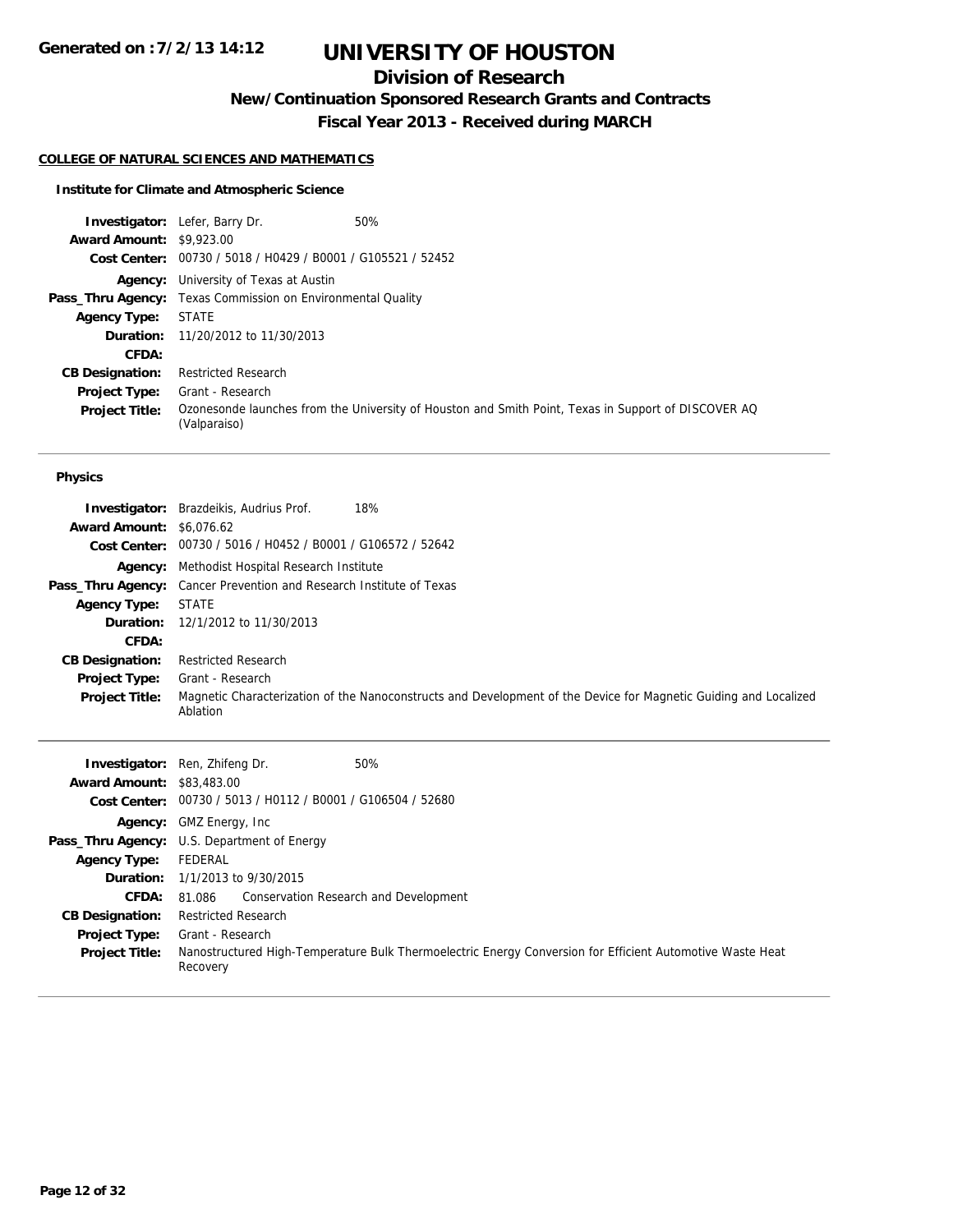# UNIVERSITY OF HOUSTON

## Division of Research

### New/Continuation Sponsored Research Grants and Contracts

### Fiscal Year 2013 - Received during MARCH

**Generated on :7/2/13 14:12**

#### COLLEGE OF NATURAL SCIENCES AND MATHEMATICS

##### Institute for Climate and Atmospheric Science

**Investigator:** Lefer, Barry Dr. 50%
**Award Amount:** $9,923.00
**Cost Center:** 00730 / 5018 / H0429 / B0001 / G105521 / 52452
**Agency:** University of Texas at Austin
**Pass_Thru Agency:** Texas Commission on Environmental Quality
**Agency Type:** STATE
**Duration:** 11/20/2012 to 11/30/2013
**CFDA:**
**CB Designation:** Restricted Research
**Project Type:** Grant - Research
**Project Title:** Ozonesonde launches from the University of Houston and Smith Point, Texas in Support of DISCOVER AQ (Valparaiso)

---

##### Physics

**Investigator:** Brazdeikis, Audrius Prof. 18%
**Award Amount:** $6,076.62
**Cost Center:** 00730 / 5016 / H0452 / B0001 / G106572 / 52642
**Agency:** Methodist Hospital Research Institute
**Pass_Thru Agency:** Cancer Prevention and Research Institute of Texas
**Agency Type:** STATE
**Duration:** 12/1/2012 to 11/30/2013
**CFDA:**
**CB Designation:** Restricted Research
**Project Type:** Grant - Research
**Project Title:** Magnetic Characterization of the Nanoconstructs and Development of the Device for Magnetic Guiding and Localized Ablation

---

**Investigator:** Ren, Zhifeng Dr. 50%
**Award Amount:** $83,483.00
**Cost Center:** 00730 / 5013 / H0112 / B0001 / G106504 / 52680
**Agency:** GMZ Energy, Inc
**Pass_Thru Agency:** U.S. Department of Energy
**Agency Type:** FEDERAL
**Duration:** 1/1/2013 to 9/30/2015
**CFDA:** 81.086 Conservation Research and Development
**CB Designation:** Restricted Research
**Project Type:** Grant - Research
**Project Title:** Nanostructured High-Temperature Bulk Thermoelectric Energy Conversion for Efficient Automotive Waste Heat Recovery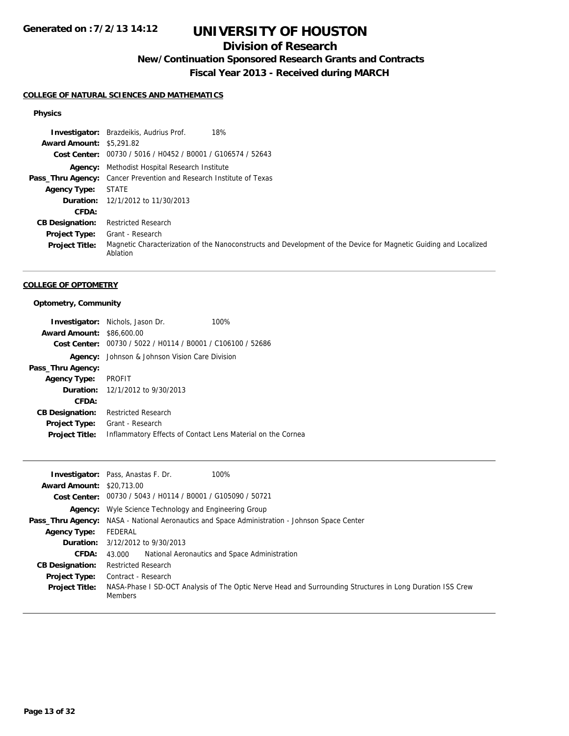# UNIVERSITY OF HOUSTON

## Division of Research

### New/Continuation Sponsored Research Grants and Contracts

### Fiscal Year 2013 - Received during MARCH

Generated on :7/2/13 14:12

**COLLEGE OF NATURAL SCIENCES AND MATHEMATICS**

**Physics**

| | |
|---|---|
| **Investigator:** | Brazdeikis, Audrius Prof. 18% |
| **Award Amount:** | $5,291.82 |
| **Cost Center:** | 00730 / 5016 / H0452 / B0001 / G106574 / 52643 |
| **Agency:** | Methodist Hospital Research Institute |
| **Pass_Thru Agency:** | Cancer Prevention and Research Institute of Texas |
| **Agency Type:** | STATE |
| **Duration:** | 12/1/2012 to 11/30/2013 |
| **CFDA:** | |
| **CB Designation:** | Restricted Research |
| **Project Type:** | Grant - Research |
| **Project Title:** | Magnetic Characterization of the Nanoconstructs and Development of the Device for Magnetic Guiding and Localized Ablation |

**COLLEGE OF OPTOMETRY**

**Optometry, Community**

| | |
|---|---|
| **Investigator:** | Nichols, Jason Dr. 100% |
| **Award Amount:** | $86,600.00 |
| **Cost Center:** | 00730 / 5022 / H0114 / B0001 / C106100 / 52686 |
| **Agency:** | Johnson & Johnson Vision Care Division |
| **Pass_Thru Agency:** | |
| **Agency Type:** | PROFIT |
| **Duration:** | 12/1/2012 to 9/30/2013 |
| **CFDA:** | |
| **CB Designation:** | Restricted Research |
| **Project Type:** | Grant - Research |
| **Project Title:** | Inflammatory Effects of Contact Lens Material on the Cornea |

| | |
|---|---|
| **Investigator:** | Pass, Anastas F. Dr. 100% |
| **Award Amount:** | $20,713.00 |
| **Cost Center:** | 00730 / 5043 / H0114 / B0001 / G105090 / 50721 |
| **Agency:** | Wyle Science Technology and Engineering Group |
| **Pass_Thru Agency:** | NASA - National Aeronautics and Space Administration - Johnson Space Center |
| **Agency Type:** | FEDERAL |
| **Duration:** | 3/12/2012 to 9/30/2013 |
| **CFDA:** | 43.000 National Aeronautics and Space Administration |
| **CB Designation:** | Restricted Research |
| **Project Type:** | Contract - Research |
| **Project Title:** | NASA-Phase I SD-OCT Analysis of The Optic Nerve Head and Surrounding Structures in Long Duration ISS Crew Members |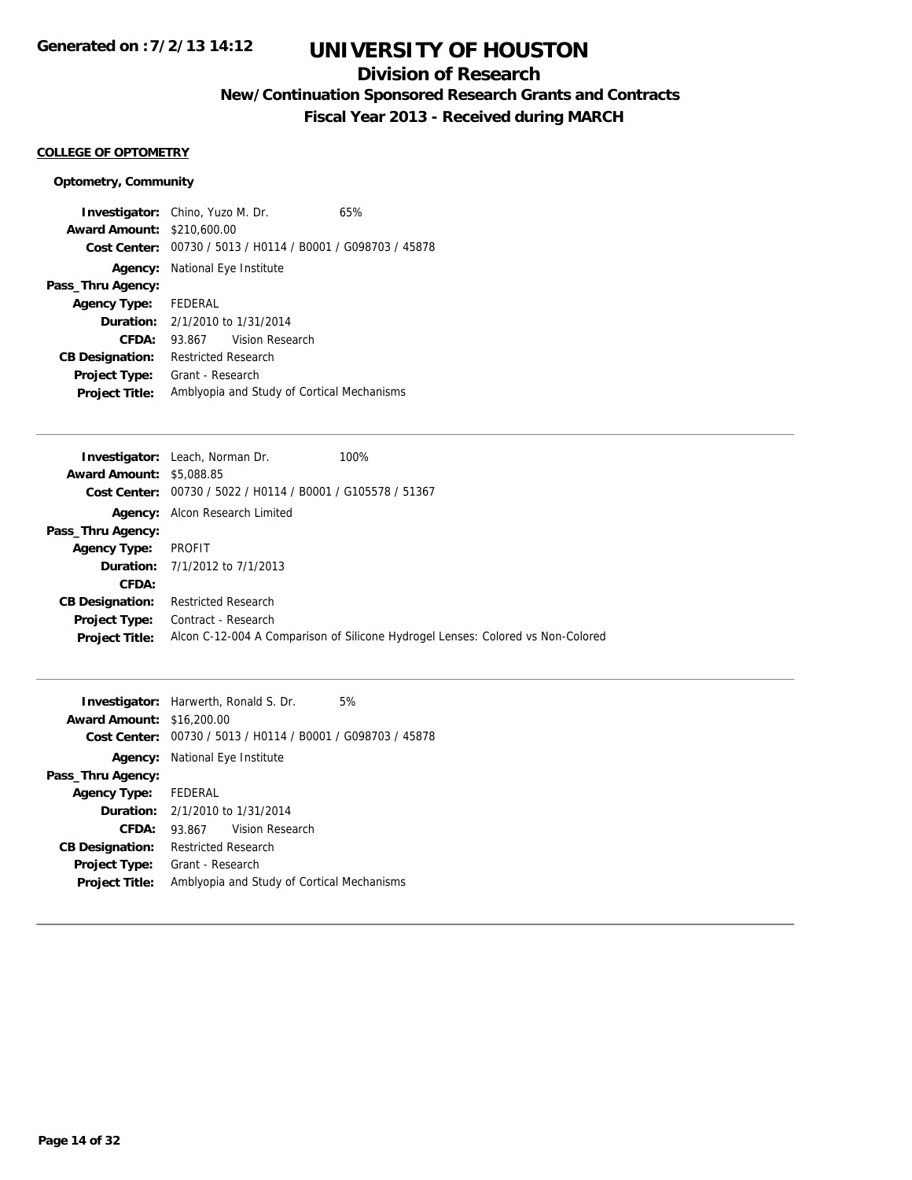# UNIVERSITY OF HOUSTON

## Division of Research

### New/Continuation Sponsored Research Grants and Contracts

### Fiscal Year 2013 - Received during MARCH

**COLLEGE OF OPTOMETRY**

**Optometry, Community**

**Investigator:** Chino, Yuzo M. Dr. 65%
**Award Amount:** $210,600.00
**Cost Center:** 00730 / 5013 / H0114 / B0001 / G098703 / 45878
**Agency:** National Eye Institute
**Pass_Thru Agency:**
**Agency Type:** FEDERAL
**Duration:** 2/1/2010 to 1/31/2014
**CFDA:** 93.867 Vision Research
**CB Designation:** Restricted Research
**Project Type:** Grant - Research
**Project Title:** Amblyopia and Study of Cortical Mechanisms

---

**Investigator:** Leach, Norman Dr. 100%
**Award Amount:** $5,088.85
**Cost Center:** 00730 / 5022 / H0114 / B0001 / G105578 / 51367
**Agency:** Alcon Research Limited
**Pass_Thru Agency:**
**Agency Type:** PROFIT
**Duration:** 7/1/2012 to 7/1/2013
**CFDA:**
**CB Designation:** Restricted Research
**Project Type:** Contract - Research
**Project Title:** Alcon C-12-004 A Comparison of Silicone Hydrogel Lenses: Colored vs Non-Colored

---

**Investigator:** Harwerth, Ronald S. Dr. 5%
**Award Amount:** $16,200.00
**Cost Center:** 00730 / 5013 / H0114 / B0001 / G098703 / 45878
**Agency:** National Eye Institute
**Pass_Thru Agency:**
**Agency Type:** FEDERAL
**Duration:** 2/1/2010 to 1/31/2014
**CFDA:** 93.867 Vision Research
**CB Designation:** Restricted Research
**Project Type:** Grant - Research
**Project Title:** Amblyopia and Study of Cortical Mechanisms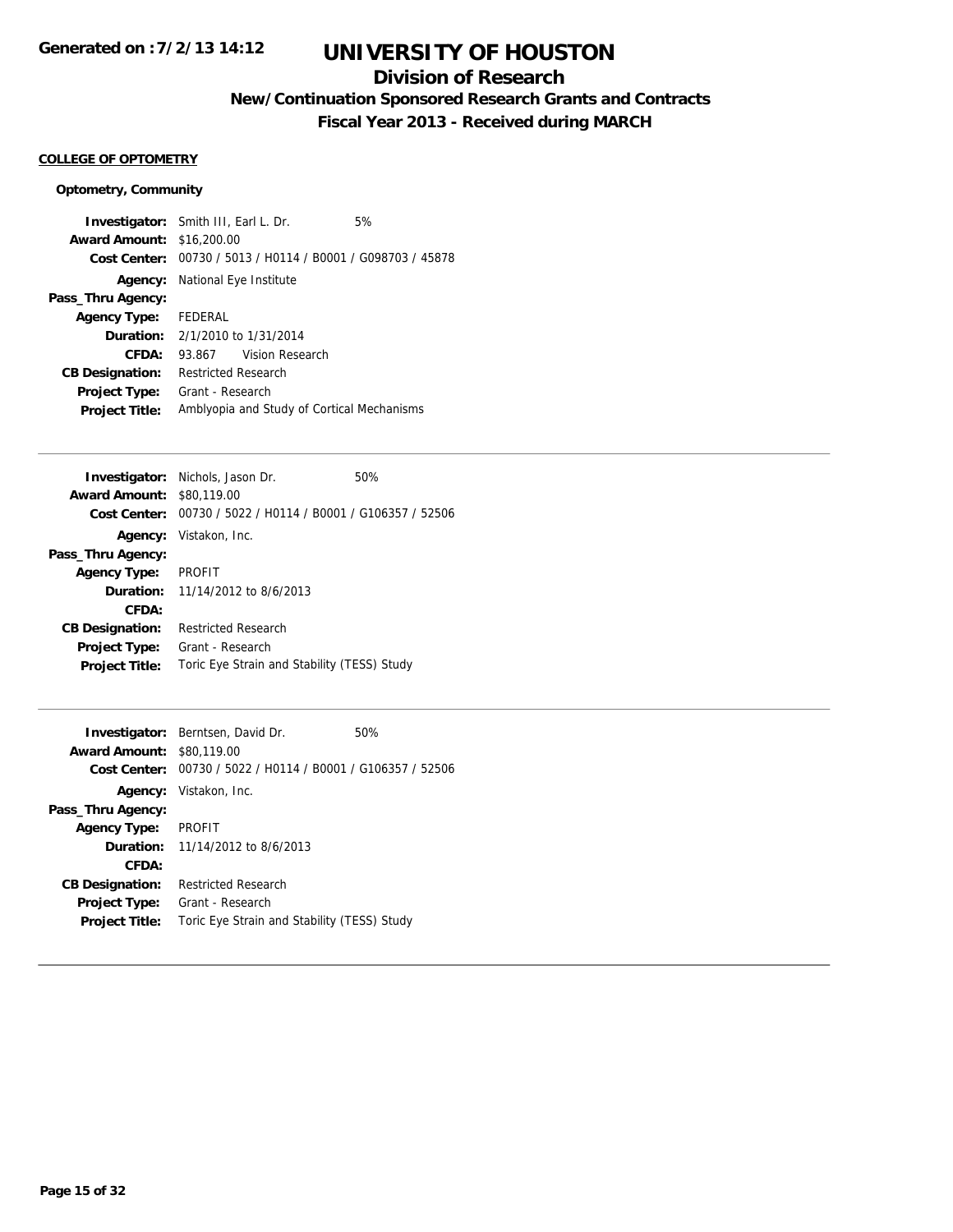# UNIVERSITY OF HOUSTON

## Division of Research

### New/Continuation Sponsored Research Grants and Contracts

### Fiscal Year 2013 - Received during MARCH

Generated on :7/2/13 14:12

**COLLEGE OF OPTOMETRY**

**Optometry, Community**

| | |
|---|---|
| **Investigator:** | Smith III, Earl L. Dr. 5% |
| **Award Amount:** | $16,200.00 |
| **Cost Center:** | 00730 / 5013 / H0114 / B0001 / G098703 / 45878 |
| **Agency:** | National Eye Institute |
| **Pass_Thru Agency:** | |
| **Agency Type:** | FEDERAL |
| **Duration:** | 2/1/2010 to 1/31/2014 |
| **CFDA:** | 93.867 Vision Research |
| **CB Designation:** | Restricted Research |
| **Project Type:** | Grant - Research |
| **Project Title:** | Amblyopia and Study of Cortical Mechanisms |

---

| | |
|---|---|
| **Investigator:** | Nichols, Jason Dr. 50% |
| **Award Amount:** | $80,119.00 |
| **Cost Center:** | 00730 / 5022 / H0114 / B0001 / G106357 / 52506 |
| **Agency:** | Vistakon, Inc. |
| **Pass_Thru Agency:** | |
| **Agency Type:** | PROFIT |
| **Duration:** | 11/14/2012 to 8/6/2013 |
| **CFDA:** | |
| **CB Designation:** | Restricted Research |
| **Project Type:** | Grant - Research |
| **Project Title:** | Toric Eye Strain and Stability (TESS) Study |

---

| | |
|---|---|
| **Investigator:** | Berntsen, David Dr. 50% |
| **Award Amount:** | $80,119.00 |
| **Cost Center:** | 00730 / 5022 / H0114 / B0001 / G106357 / 52506 |
| **Agency:** | Vistakon, Inc. |
| **Pass_Thru Agency:** | |
| **Agency Type:** | PROFIT |
| **Duration:** | 11/14/2012 to 8/6/2013 |
| **CFDA:** | |
| **CB Designation:** | Restricted Research |
| **Project Type:** | Grant - Research |
| **Project Title:** | Toric Eye Strain and Stability (TESS) Study |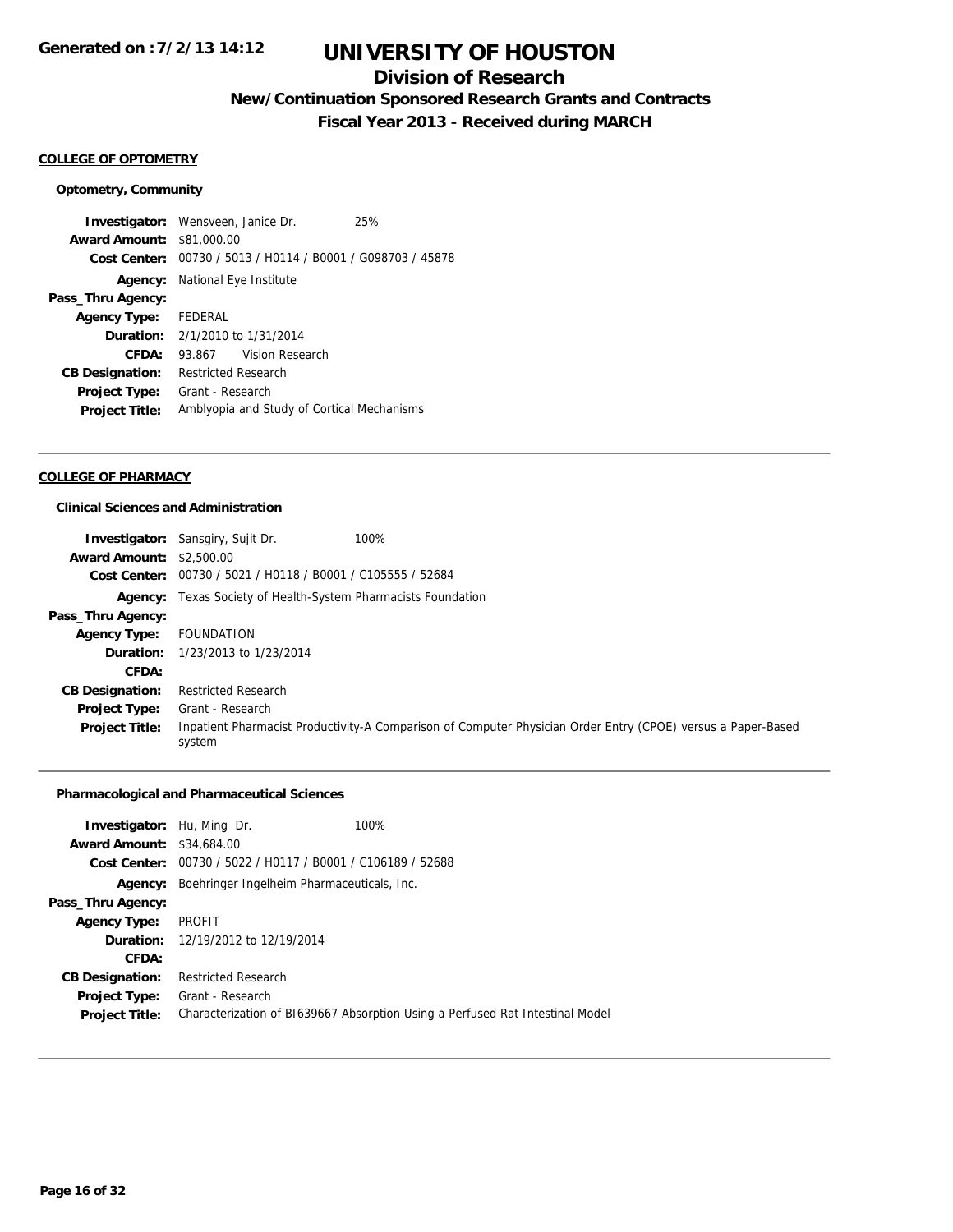# UNIVERSITY OF HOUSTON

## Division of Research

### New/Continuation Sponsored Research Grants and Contracts

### Fiscal Year 2013 - Received during MARCH

Generated on : 7/2/13 14:12

**COLLEGE OF OPTOMETRY**

**Optometry, Community**

| | | |
|---|---|---|
| **Investigator:** | Wensveen, Janice Dr. | 25% |
| **Award Amount:** | $81,000.00 | |
| **Cost Center:** | 00730 / 5013 / H0114 / B0001 / G098703 / 45878 | |
| **Agency:** | National Eye Institute | |
| **Pass_Thru Agency:** | | |
| **Agency Type:** | FEDERAL | |
| **Duration:** | 2/1/2010 to 1/31/2014 | |
| **CFDA:** | 93.867 Vision Research | |
| **CB Designation:** | Restricted Research | |
| **Project Type:** | Grant - Research | |
| **Project Title:** | Amblyopia and Study of Cortical Mechanisms | |

**COLLEGE OF PHARMACY**

**Clinical Sciences and Administration**

| | | |
|---|---|---|
| **Investigator:** | Sansgiry, Sujit Dr. | 100% |
| **Award Amount:** | $2,500.00 | |
| **Cost Center:** | 00730 / 5021 / H0118 / B0001 / C105555 / 52684 | |
| **Agency:** | Texas Society of Health-System Pharmacists Foundation | |
| **Pass_Thru Agency:** | | |
| **Agency Type:** | FOUNDATION | |
| **Duration:** | 1/23/2013 to 1/23/2014 | |
| **CFDA:** | | |
| **CB Designation:** | Restricted Research | |
| **Project Type:** | Grant - Research | |
| **Project Title:** | Inpatient Pharmacist Productivity-A Comparison of Computer Physician Order Entry (CPOE) versus a Paper-Based system | |

**Pharmacological and Pharmaceutical Sciences**

| | | |
|---|---|---|
| **Investigator:** | Hu, Ming Dr. | 100% |
| **Award Amount:** | $34,684.00 | |
| **Cost Center:** | 00730 / 5022 / H0117 / B0001 / C106189 / 52688 | |
| **Agency:** | Boehringer Ingelheim Pharmaceuticals, Inc. | |
| **Pass_Thru Agency:** | | |
| **Agency Type:** | PROFIT | |
| **Duration:** | 12/19/2012 to 12/19/2014 | |
| **CFDA:** | | |
| **CB Designation:** | Restricted Research | |
| **Project Type:** | Grant - Research | |
| **Project Title:** | Characterization of BI639667 Absorption Using a Perfused Rat Intestinal Model | |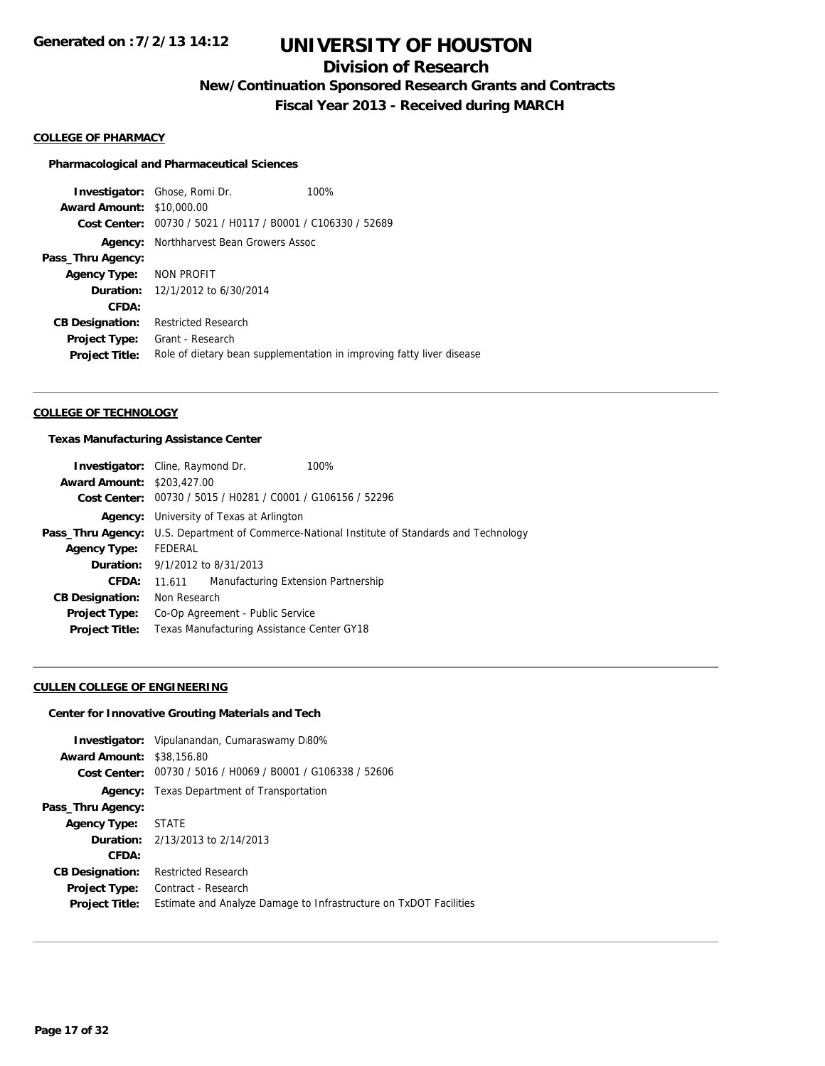# UNIVERSITY OF HOUSTON

## Division of Research

### New/Continuation Sponsored Research Grants and Contracts

### Fiscal Year 2013 - Received during MARCH

Generated on :7/2/13 14:12

**COLLEGE OF PHARMACY**

**Pharmacological and Pharmaceutical Sciences**

**Investigator:** Ghose, Romi Dr. 100%
**Award Amount:** $10,000.00
**Cost Center:** 00730 / 5021 / H0117 / B0001 / C106330 / 52689
**Agency:** Northharvest Bean Growers Assoc
**Pass_Thru Agency:**
**Agency Type:** NON PROFIT
**Duration:** 12/1/2012 to 6/30/2014
**CFDA:**
**CB Designation:** Restricted Research
**Project Type:** Grant - Research
**Project Title:** Role of dietary bean supplementation in improving fatty liver disease

---

**COLLEGE OF TECHNOLOGY**

**Texas Manufacturing Assistance Center**

**Investigator:** Cline, Raymond Dr. 100%
**Award Amount:** $203,427.00
**Cost Center:** 00730 / 5015 / H0281 / C0001 / G106156 / 52296
**Agency:** University of Texas at Arlington
**Pass_Thru Agency:** U.S. Department of Commerce-National Institute of Standards and Technology
**Agency Type:** FEDERAL
**Duration:** 9/1/2012 to 8/31/2013
**CFDA:** 11.611 Manufacturing Extension Partnership
**CB Designation:** Non Research
**Project Type:** Co-Op Agreement - Public Service
**Project Title:** Texas Manufacturing Assistance Center GY18

---

**CULLEN COLLEGE OF ENGINEERING**

**Center for Innovative Grouting Materials and Tech**

**Investigator:** Vipulanandan, Cumaraswamy D 80%
**Award Amount:** $38,156.80
**Cost Center:** 00730 / 5016 / H0069 / B0001 / G106338 / 52606
**Agency:** Texas Department of Transportation
**Pass_Thru Agency:**
**Agency Type:** STATE
**Duration:** 2/13/2013 to 2/14/2013
**CFDA:**
**CB Designation:** Restricted Research
**Project Type:** Contract - Research
**Project Title:** Estimate and Analyze Damage to Infrastructure on TxDOT Facilities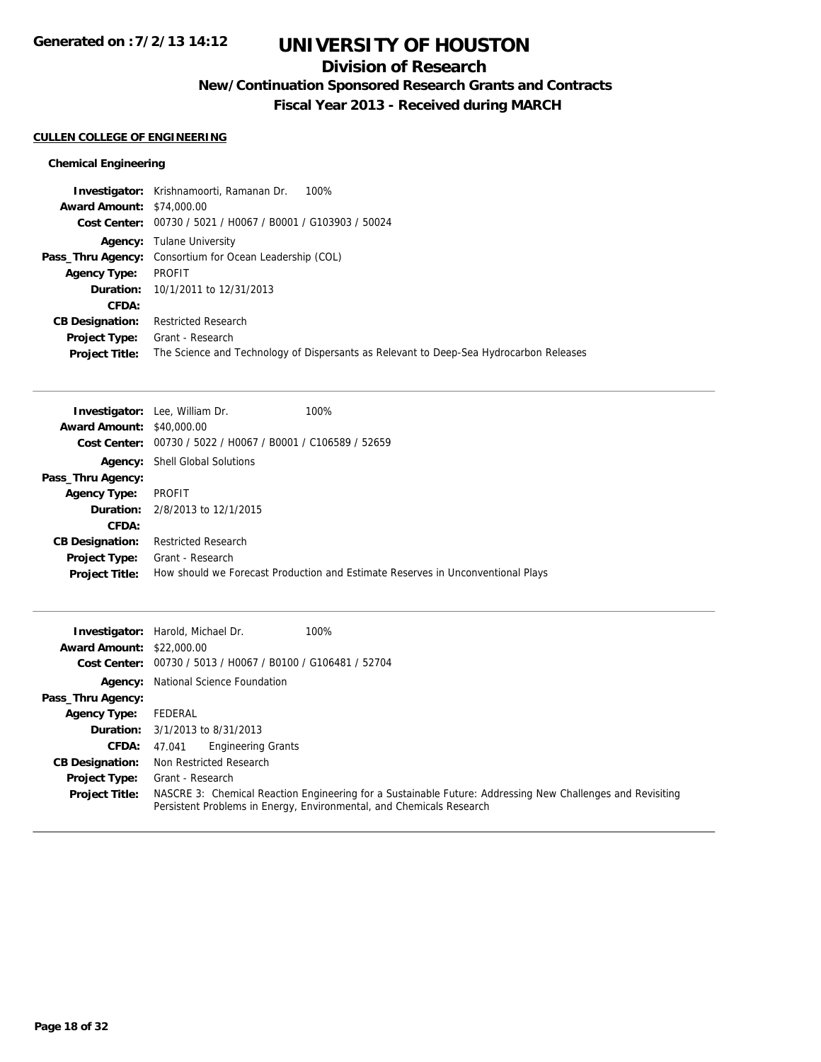# UNIVERSITY OF HOUSTON

## Division of Research

### New/Continuation Sponsored Research Grants and Contracts

### Fiscal Year 2013 - Received during MARCH

**Generated on : 7/2/13 14:12**

**CULLEN COLLEGE OF ENGINEERING**

#### Chemical Engineering

**Investigator:** Krishnamoorti, Ramanan Dr. 100%
**Award Amount:** $74,000.00
**Cost Center:** 00730 / 5021 / H0067 / B0001 / G103903 / 50024
**Agency:** Tulane University
**Pass_Thru Agency:** Consortium for Ocean Leadership (COL)
**Agency Type:** PROFIT
**Duration:** 10/1/2011 to 12/31/2013
**CFDA:**
**CB Designation:** Restricted Research
**Project Type:** Grant - Research
**Project Title:** The Science and Technology of Dispersants as Relevant to Deep-Sea Hydrocarbon Releases

---

**Investigator:** Lee, William Dr. 100%
**Award Amount:** $40,000.00
**Cost Center:** 00730 / 5022 / H0067 / B0001 / C106589 / 52659
**Agency:** Shell Global Solutions
**Pass_Thru Agency:**
**Agency Type:** PROFIT
**Duration:** 2/8/2013 to 12/1/2015
**CFDA:**
**CB Designation:** Restricted Research
**Project Type:** Grant - Research
**Project Title:** How should we Forecast Production and Estimate Reserves in Unconventional Plays

---

**Investigator:** Harold, Michael Dr. 100%
**Award Amount:** $22,000.00
**Cost Center:** 00730 / 5013 / H0067 / B0100 / G106481 / 52704
**Agency:** National Science Foundation
**Pass_Thru Agency:**
**Agency Type:** FEDERAL
**Duration:** 3/1/2013 to 8/31/2013
**CFDA:** 47.041 Engineering Grants
**CB Designation:** Non Restricted Research
**Project Type:** Grant - Research
**Project Title:** NASCRE 3: Chemical Reaction Engineering for a Sustainable Future: Addressing New Challenges and Revisiting Persistent Problems in Energy, Environmental, and Chemicals Research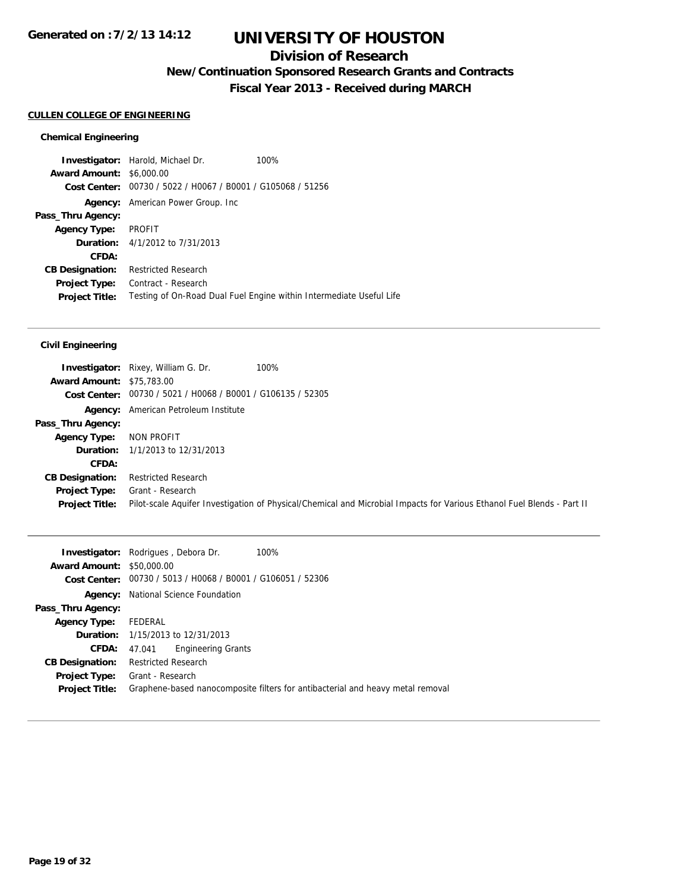# UNIVERSITY OF HOUSTON

## Division of Research

### New/Continuation Sponsored Research Grants and Contracts

### Fiscal Year 2013 - Received during MARCH

Generated on : 7/2/13 14:12

**CULLEN COLLEGE OF ENGINEERING**

**Chemical Engineering**

**Investigator:** Harold, Michael Dr. 100%
**Award Amount:** $6,000.00
**Cost Center:** 00730 / 5022 / H0067 / B0001 / G105068 / 51256
**Agency:** American Power Group. Inc
**Pass_Thru Agency:**
**Agency Type:** PROFIT
**Duration:** 4/1/2012 to 7/31/2013
**CFDA:**
**CB Designation:** Restricted Research
**Project Type:** Contract - Research
**Project Title:** Testing of On-Road Dual Fuel Engine within Intermediate Useful Life

---

**Civil Engineering**

**Investigator:** Rixey, William G. Dr. 100%
**Award Amount:** $75,783.00
**Cost Center:** 00730 / 5021 / H0068 / B0001 / G106135 / 52305
**Agency:** American Petroleum Institute
**Pass_Thru Agency:**
**Agency Type:** NON PROFIT
**Duration:** 1/1/2013 to 12/31/2013
**CFDA:**
**CB Designation:** Restricted Research
**Project Type:** Grant - Research
**Project Title:** Pilot-scale Aquifer Investigation of Physical/Chemical and Microbial Impacts for Various Ethanol Fuel Blends - Part II

---

**Investigator:** Rodrigues , Debora Dr. 100%
**Award Amount:** $50,000.00
**Cost Center:** 00730 / 5013 / H0068 / B0001 / G106051 / 52306
**Agency:** National Science Foundation
**Pass_Thru Agency:**
**Agency Type:** FEDERAL
**Duration:** 1/15/2013 to 12/31/2013
**CFDA:** 47.041 Engineering Grants
**CB Designation:** Restricted Research
**Project Type:** Grant - Research
**Project Title:** Graphene-based nanocomposite filters for antibacterial and heavy metal removal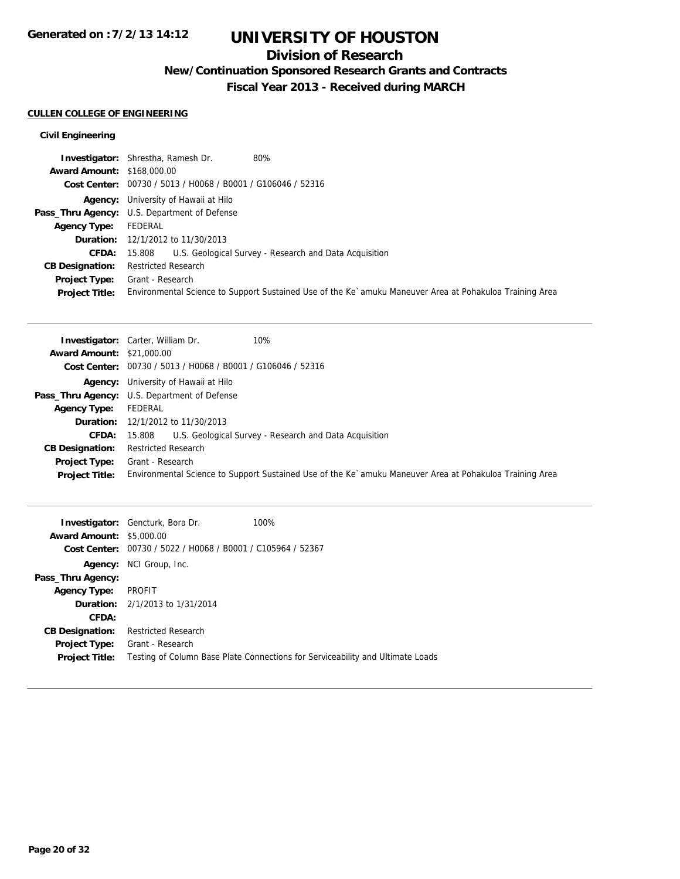# UNIVERSITY OF HOUSTON

## Division of Research

### New/Continuation Sponsored Research Grants and Contracts

### Fiscal Year 2013 - Received during MARCH

**CULLEN COLLEGE OF ENGINEERING**

**Civil Engineering**

**Investigator:** Shrestha, Ramesh Dr. 80%
**Award Amount:** $168,000.00
**Cost Center:** 00730 / 5013 / H0068 / B0001 / G106046 / 52316
**Agency:** University of Hawaii at Hilo
**Pass_Thru Agency:** U.S. Department of Defense
**Agency Type:** FEDERAL
**Duration:** 12/1/2012 to 11/30/2013
**CFDA:** 15.808 U.S. Geological Survey - Research and Data Acquisition
**CB Designation:** Restricted Research
**Project Type:** Grant - Research
**Project Title:** Environmental Science to Support Sustained Use of the Ke`amuku Maneuver Area at Pohakuloa Training Area

---

**Investigator:** Carter, William Dr. 10%
**Award Amount:** $21,000.00
**Cost Center:** 00730 / 5013 / H0068 / B0001 / G106046 / 52316
**Agency:** University of Hawaii at Hilo
**Pass_Thru Agency:** U.S. Department of Defense
**Agency Type:** FEDERAL
**Duration:** 12/1/2012 to 11/30/2013
**CFDA:** 15.808 U.S. Geological Survey - Research and Data Acquisition
**CB Designation:** Restricted Research
**Project Type:** Grant - Research
**Project Title:** Environmental Science to Support Sustained Use of the Ke`amuku Maneuver Area at Pohakuloa Training Area

---

**Investigator:** Gencturk, Bora Dr. 100%
**Award Amount:** $5,000.00
**Cost Center:** 00730 / 5022 / H0068 / B0001 / C105964 / 52367
**Agency:** NCI Group, Inc.
**Pass_Thru Agency:**
**Agency Type:** PROFIT
**Duration:** 2/1/2013 to 1/31/2014
**CFDA:**
**CB Designation:** Restricted Research
**Project Type:** Grant - Research
**Project Title:** Testing of Column Base Plate Connections for Serviceability and Ultimate Loads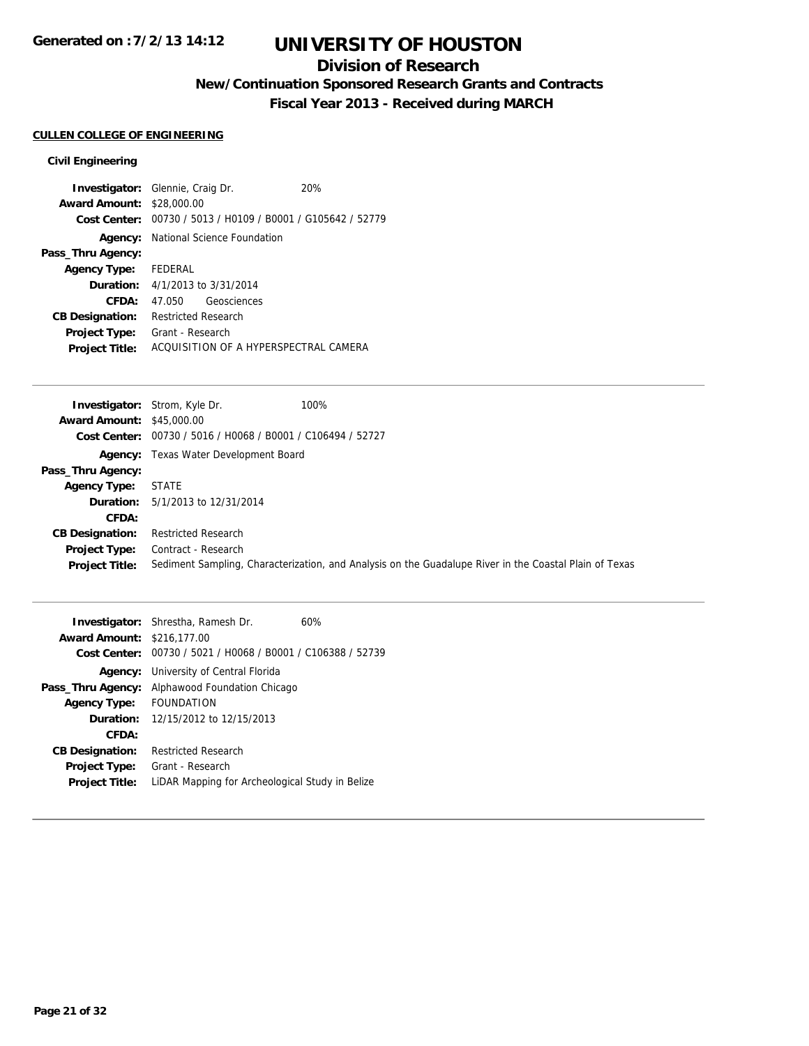# UNIVERSITY OF HOUSTON

## Division of Research

### New/Continuation Sponsored Research Grants and Contracts

### Fiscal Year 2013 - Received during MARCH

**CULLEN COLLEGE OF ENGINEERING**

**Civil Engineering**

**Investigator:** Glennie, Craig Dr. 20%
**Award Amount:** $28,000.00
**Cost Center:** 00730 / 5013 / H0109 / B0001 / G105642 / 52779
**Agency:** National Science Foundation
**Pass_Thru Agency:**
**Agency Type:** FEDERAL
**Duration:** 4/1/2013 to 3/31/2014
**CFDA:** 47.050 Geosciences
**CB Designation:** Restricted Research
**Project Type:** Grant - Research
**Project Title:** ACQUISITION OF A HYPERSPECTRAL CAMERA

---

**Investigator:** Strom, Kyle Dr. 100%
**Award Amount:** $45,000.00
**Cost Center:** 00730 / 5016 / H0068 / B0001 / C106494 / 52727
**Agency:** Texas Water Development Board
**Pass_Thru Agency:**
**Agency Type:** STATE
**Duration:** 5/1/2013 to 12/31/2014
**CFDA:**
**CB Designation:** Restricted Research
**Project Type:** Contract - Research
**Project Title:** Sediment Sampling, Characterization, and Analysis on the Guadalupe River in the Coastal Plain of Texas

---

**Investigator:** Shrestha, Ramesh Dr. 60%
**Award Amount:** $216,177.00
**Cost Center:** 00730 / 5021 / H0068 / B0001 / C106388 / 52739
**Agency:** University of Central Florida
**Pass_Thru Agency:** Alphawood Foundation Chicago
**Agency Type:** FOUNDATION
**Duration:** 12/15/2012 to 12/15/2013
**CFDA:**
**CB Designation:** Restricted Research
**Project Type:** Grant - Research
**Project Title:** LiDAR Mapping for Archeological Study in Belize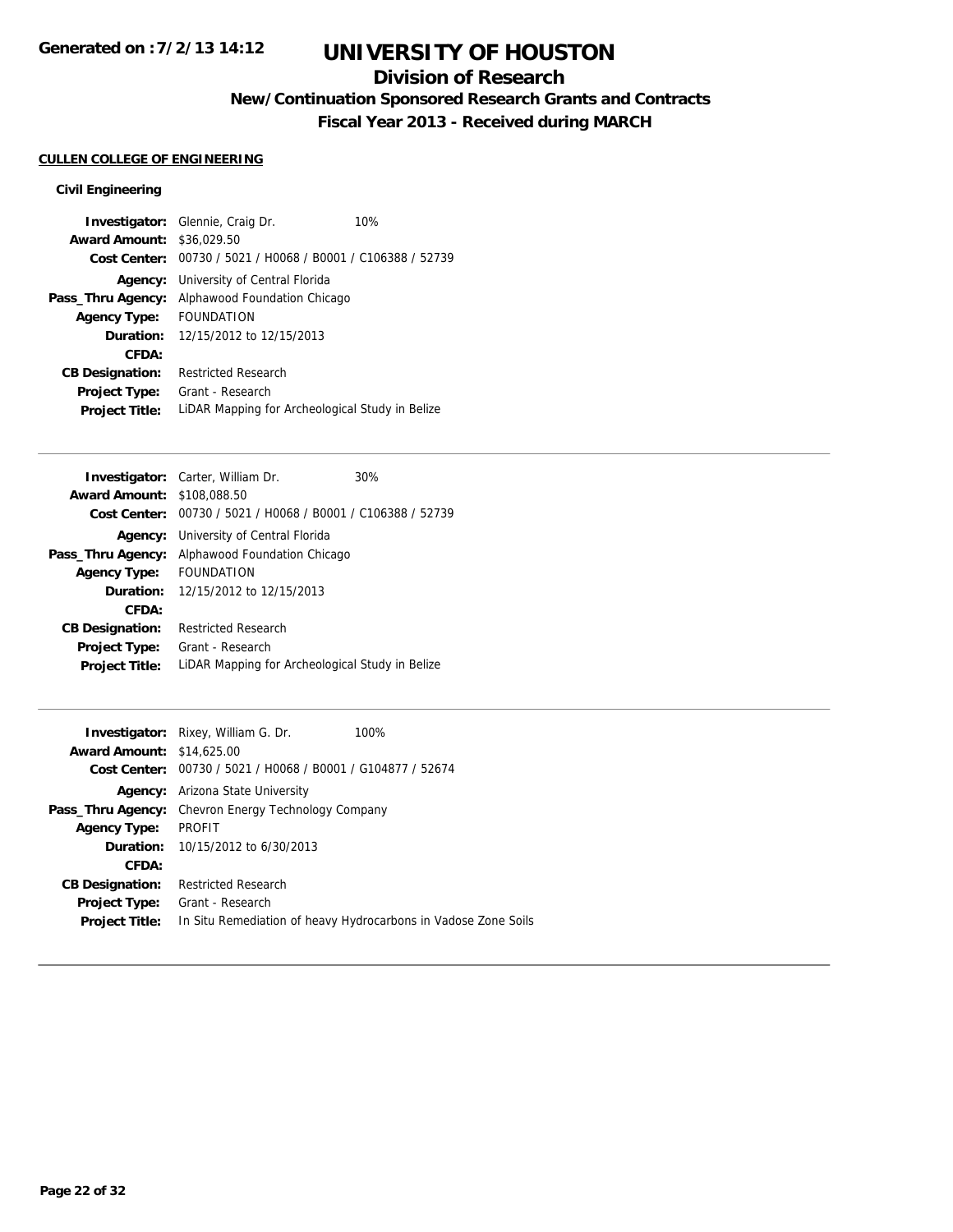# UNIVERSITY OF HOUSTON

## Division of Research

### New/Continuation Sponsored Research Grants and Contracts

### Fiscal Year 2013 - Received during MARCH

**CULLEN COLLEGE OF ENGINEERING**

**Civil Engineering**

**Investigator:** Glennie, Craig Dr. 10%
**Award Amount:** \$36,029.50
**Cost Center:** 00730 / 5021 / H0068 / B0001 / C106388 / 52739
**Agency:** University of Central Florida
**Pass_Thru Agency:** Alphawood Foundation Chicago
**Agency Type:** FOUNDATION
**Duration:** 12/15/2012 to 12/15/2013
**CFDA:**
**CB Designation:** Restricted Research
**Project Type:** Grant - Research
**Project Title:** LiDAR Mapping for Archeological Study in Belize

---

**Investigator:** Carter, William Dr. 30%
**Award Amount:** \$108,088.50
**Cost Center:** 00730 / 5021 / H0068 / B0001 / C106388 / 52739
**Agency:** University of Central Florida
**Pass_Thru Agency:** Alphawood Foundation Chicago
**Agency Type:** FOUNDATION
**Duration:** 12/15/2012 to 12/15/2013
**CFDA:**
**CB Designation:** Restricted Research
**Project Type:** Grant - Research
**Project Title:** LiDAR Mapping for Archeological Study in Belize

---

**Investigator:** Rixey, William G. Dr. 100%
**Award Amount:** \$14,625.00
**Cost Center:** 00730 / 5021 / H0068 / B0001 / G104877 / 52674
**Agency:** Arizona State University
**Pass_Thru Agency:** Chevron Energy Technology Company
**Agency Type:** PROFIT
**Duration:** 10/15/2012 to 6/30/2013
**CFDA:**
**CB Designation:** Restricted Research
**Project Type:** Grant - Research
**Project Title:** In Situ Remediation of heavy Hydrocarbons in Vadose Zone Soils

---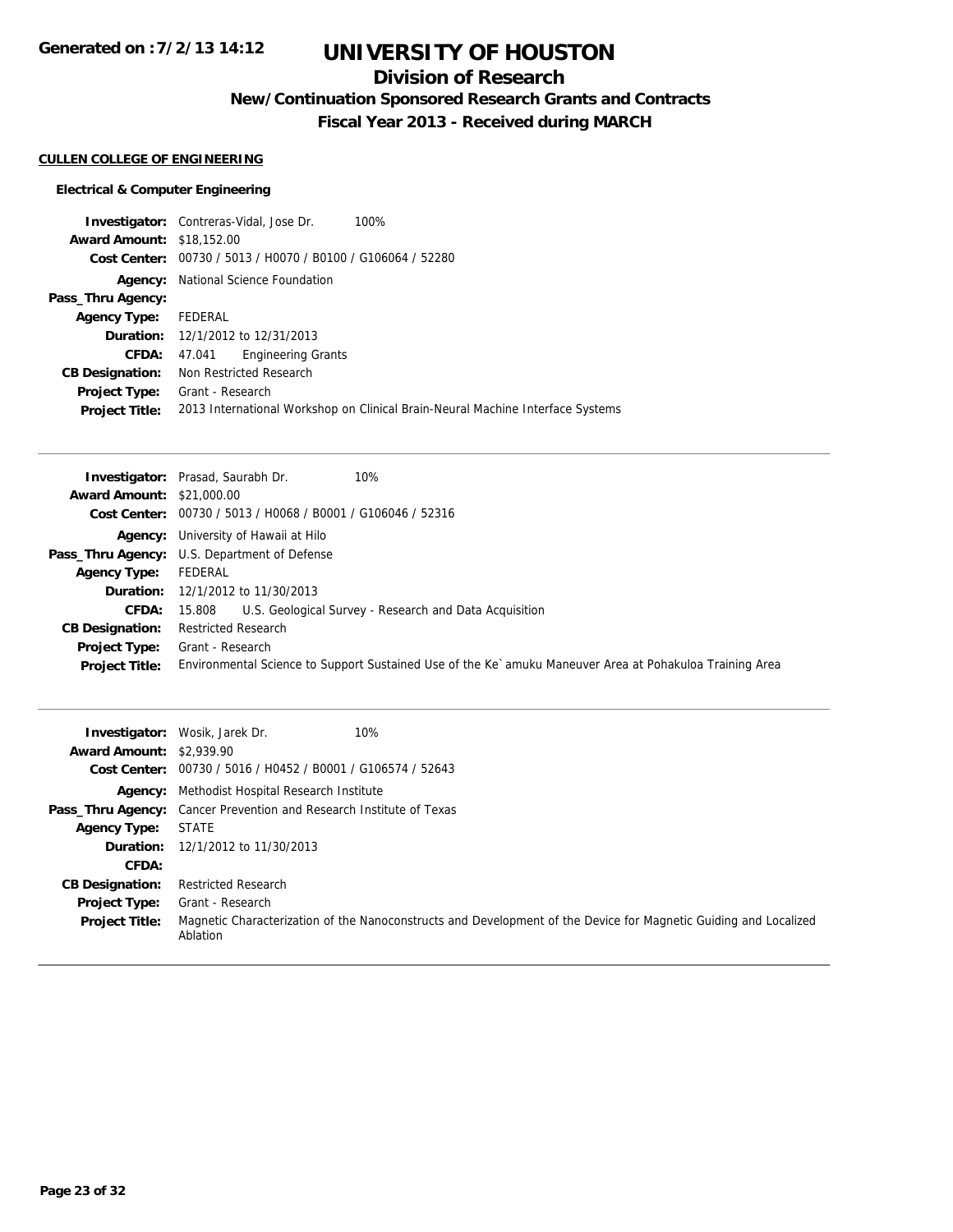# UNIVERSITY OF HOUSTON

## Division of Research

### New/Continuation Sponsored Research Grants and Contracts

### Fiscal Year 2013 - Received during MARCH

Generated on :7/2/13 14:12

**CULLEN COLLEGE OF ENGINEERING**

**Electrical & Computer Engineering**

**Investigator:** Contreras-Vidal, Jose Dr. 100%
**Award Amount:** $18,152.00
**Cost Center:** 00730 / 5013 / H0070 / B0100 / G106064 / 52280
**Agency:** National Science Foundation
**Pass_Thru Agency:**
**Agency Type:** FEDERAL
**Duration:** 12/1/2012 to 12/31/2013
**CFDA:** 47.041 Engineering Grants
**CB Designation:** Non Restricted Research
**Project Type:** Grant - Research
**Project Title:** 2013 International Workshop on Clinical Brain-Neural Machine Interface Systems

---

**Investigator:** Prasad, Saurabh Dr. 10%
**Award Amount:** $21,000.00
**Cost Center:** 00730 / 5013 / H0068 / B0001 / G106046 / 52316
**Agency:** University of Hawaii at Hilo
**Pass_Thru Agency:** U.S. Department of Defense
**Agency Type:** FEDERAL
**Duration:** 12/1/2012 to 11/30/2013
**CFDA:** 15.808 U.S. Geological Survey - Research and Data Acquisition
**CB Designation:** Restricted Research
**Project Type:** Grant - Research
**Project Title:** Environmental Science to Support Sustained Use of the Ke`amuku Maneuver Area at Pohakuloa Training Area

---

**Investigator:** Wosik, Jarek Dr. 10%
**Award Amount:** $2,939.90
**Cost Center:** 00730 / 5016 / H0452 / B0001 / G106574 / 52643
**Agency:** Methodist Hospital Research Institute
**Pass_Thru Agency:** Cancer Prevention and Research Institute of Texas
**Agency Type:** STATE
**Duration:** 12/1/2012 to 11/30/2013
**CFDA:**
**CB Designation:** Restricted Research
**Project Type:** Grant - Research
**Project Title:** Magnetic Characterization of the Nanoconstructs and Development of the Device for Magnetic Guiding and Localized Ablation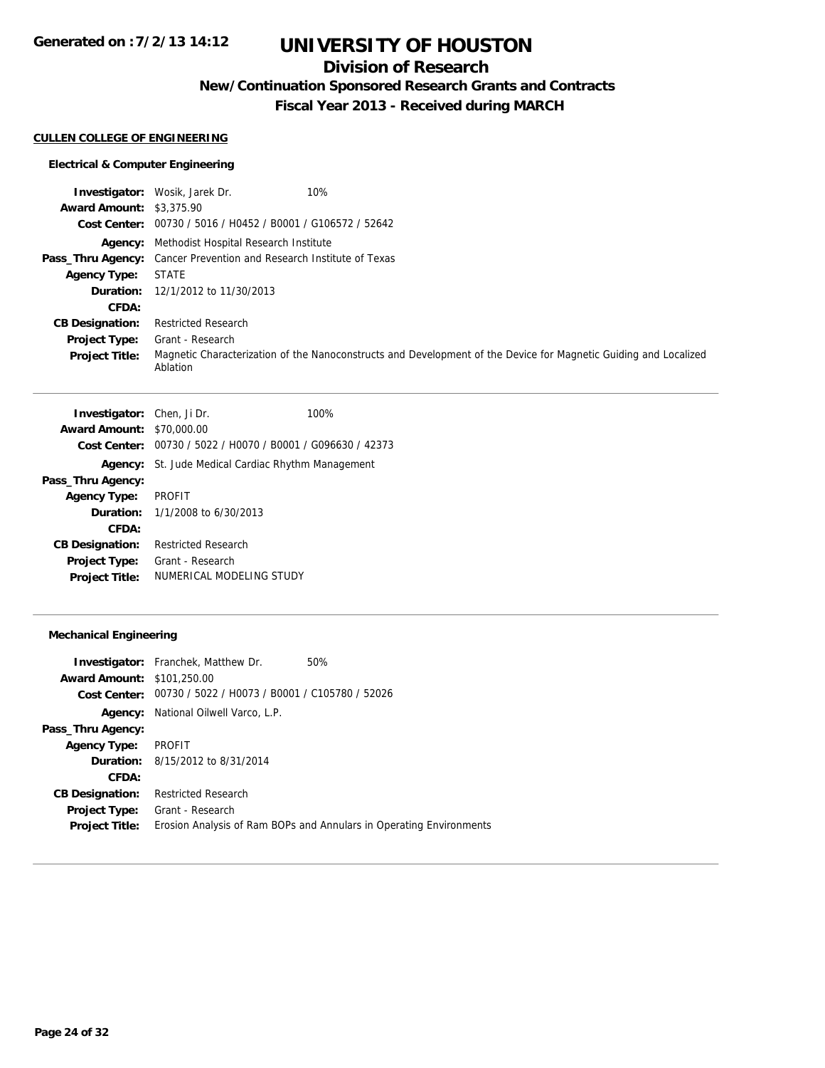# UNIVERSITY OF HOUSTON

## Division of Research

### New/Continuation Sponsored Research Grants and Contracts

### Fiscal Year 2013 - Received during MARCH

Generated on :7/2/13 14:12

**CULLEN COLLEGE OF ENGINEERING**

**Electrical & Computer Engineering**

| | |
|---|---|
| **Investigator:** | Wosik, Jarek Dr. 10% |
| **Award Amount:** | $3,375.90 |
| **Cost Center:** | 00730 / 5016 / H0452 / B0001 / G106572 / 52642 |
| **Agency:** | Methodist Hospital Research Institute |
| **Pass_Thru Agency:** | Cancer Prevention and Research Institute of Texas |
| **Agency Type:** | STATE |
| **Duration:** | 12/1/2012 to 11/30/2013 |
| **CFDA:** | |
| **CB Designation:** | Restricted Research |
| **Project Type:** | Grant - Research |
| **Project Title:** | Magnetic Characterization of the Nanoconstructs and Development of the Device for Magnetic Guiding and Localized Ablation |

| | |
|---|---|
| **Investigator:** | Chen, Ji Dr. 100% |
| **Award Amount:** | $70,000.00 |
| **Cost Center:** | 00730 / 5022 / H0070 / B0001 / G096630 / 42373 |
| **Agency:** | St. Jude Medical Cardiac Rhythm Management |
| **Pass_Thru Agency:** | |
| **Agency Type:** | PROFIT |
| **Duration:** | 1/1/2008 to 6/30/2013 |
| **CFDA:** | |
| **CB Designation:** | Restricted Research |
| **Project Type:** | Grant - Research |
| **Project Title:** | NUMERICAL MODELING STUDY |

**Mechanical Engineering**

| | |
|---|---|
| **Investigator:** | Franchek, Matthew Dr. 50% |
| **Award Amount:** | $101,250.00 |
| **Cost Center:** | 00730 / 5022 / H0073 / B0001 / C105780 / 52026 |
| **Agency:** | National Oilwell Varco, L.P. |
| **Pass_Thru Agency:** | |
| **Agency Type:** | PROFIT |
| **Duration:** | 8/15/2012 to 8/31/2014 |
| **CFDA:** | |
| **CB Designation:** | Restricted Research |
| **Project Type:** | Grant - Research |
| **Project Title:** | Erosion Analysis of Ram BOPs and Annulars in Operating Environments |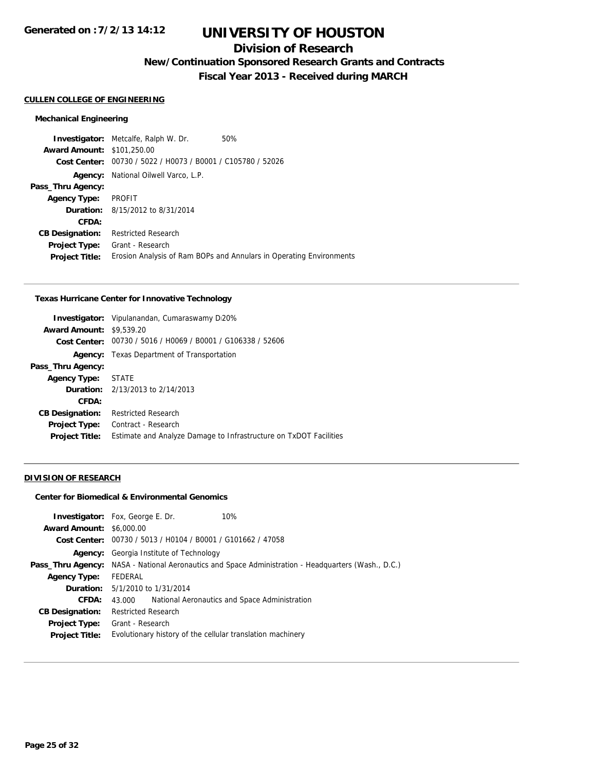# UNIVERSITY OF HOUSTON

## Division of Research

### New/Continuation Sponsored Research Grants and Contracts

### Fiscal Year 2013 - Received during MARCH

**CULLEN COLLEGE OF ENGINEERING**

**Mechanical Engineering**

**Investigator:** Metcalfe, Ralph W. Dr. 50%
**Award Amount:** $101,250.00
**Cost Center:** 00730 / 5022 / H0073 / B0001 / C105780 / 52026
**Agency:** National Oilwell Varco, L.P.
**Pass_Thru Agency:**
**Agency Type:** PROFIT
**Duration:** 8/15/2012 to 8/31/2014
**CFDA:**
**CB Designation:** Restricted Research
**Project Type:** Grant - Research
**Project Title:** Erosion Analysis of Ram BOPs and Annulars in Operating Environments

---

**Texas Hurricane Center for Innovative Technology**

**Investigator:** Vipulanandan, Cumaraswamy D 20%
**Award Amount:** $9,539.20
**Cost Center:** 00730 / 5016 / H0069 / B0001 / G106338 / 52606
**Agency:** Texas Department of Transportation
**Pass_Thru Agency:**
**Agency Type:** STATE
**Duration:** 2/13/2013 to 2/14/2013
**CFDA:**
**CB Designation:** Restricted Research
**Project Type:** Contract - Research
**Project Title:** Estimate and Analyze Damage to Infrastructure on TxDOT Facilities

---

**DIVISION OF RESEARCH**

**Center for Biomedical & Environmental Genomics**

**Investigator:** Fox, George E. Dr. 10%
**Award Amount:** $6,000.00
**Cost Center:** 00730 / 5013 / H0104 / B0001 / G101662 / 47058
**Agency:** Georgia Institute of Technology
**Pass_Thru Agency:** NASA - National Aeronautics and Space Administration - Headquarters (Wash., D.C.)
**Agency Type:** FEDERAL
**Duration:** 5/1/2010 to 1/31/2014
**CFDA:** 43.000 National Aeronautics and Space Administration
**CB Designation:** Restricted Research
**Project Type:** Grant - Research
**Project Title:** Evolutionary history of the cellular translation machinery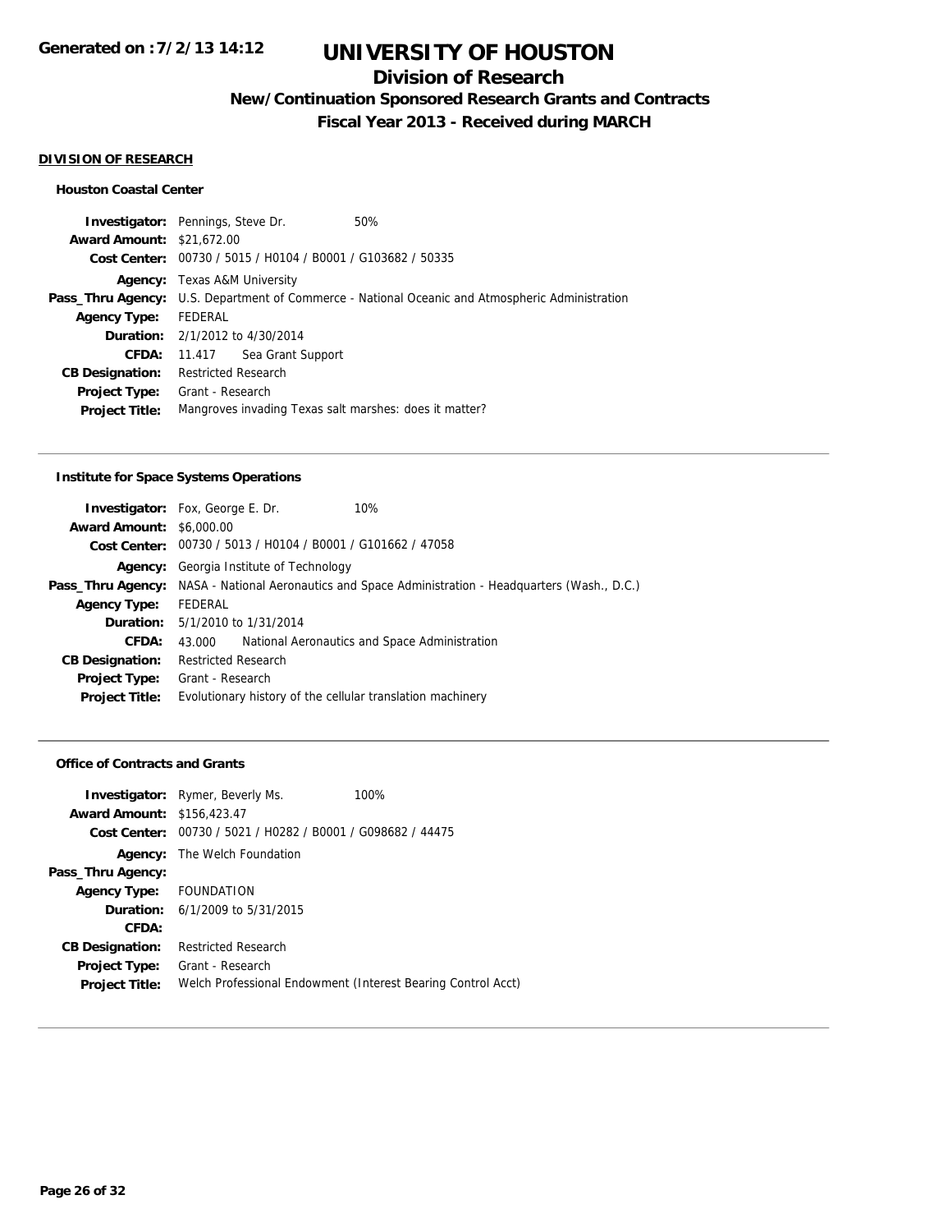# UNIVERSITY OF HOUSTON

## Division of Research

### New/Continuation Sponsored Research Grants and Contracts

### Fiscal Year 2013 - Received during MARCH

**DIVISION OF RESEARCH**

#### Houston Coastal Center

**Investigator:** Pennings, Steve Dr. 50%
**Award Amount:** $21,672.00
**Cost Center:** 00730 / 5015 / H0104 / B0001 / G103682 / 50335
**Agency:** Texas A&M University
**Pass_Thru Agency:** U.S. Department of Commerce - National Oceanic and Atmospheric Administration
**Agency Type:** FEDERAL
**Duration:** 2/1/2012 to 4/30/2014
**CFDA:** 11.417 Sea Grant Support
**CB Designation:** Restricted Research
**Project Type:** Grant - Research
**Project Title:** Mangroves invading Texas salt marshes: does it matter?

---

#### Institute for Space Systems Operations

**Investigator:** Fox, George E. Dr. 10%
**Award Amount:** $6,000.00
**Cost Center:** 00730 / 5013 / H0104 / B0001 / G101662 / 47058
**Agency:** Georgia Institute of Technology
**Pass_Thru Agency:** NASA - National Aeronautics and Space Administration - Headquarters (Wash., D.C.)
**Agency Type:** FEDERAL
**Duration:** 5/1/2010 to 1/31/2014
**CFDA:** 43.000 National Aeronautics and Space Administration
**CB Designation:** Restricted Research
**Project Type:** Grant - Research
**Project Title:** Evolutionary history of the cellular translation machinery

---

#### Office of Contracts and Grants

**Investigator:** Rymer, Beverly Ms. 100%
**Award Amount:** $156,423.47
**Cost Center:** 00730 / 5021 / H0282 / B0001 / G098682 / 44475
**Agency:** The Welch Foundation
**Pass_Thru Agency:**
**Agency Type:** FOUNDATION
**Duration:** 6/1/2009 to 5/31/2015
**CFDA:**
**CB Designation:** Restricted Research
**Project Type:** Grant - Research
**Project Title:** Welch Professional Endowment (Interest Bearing Control Acct)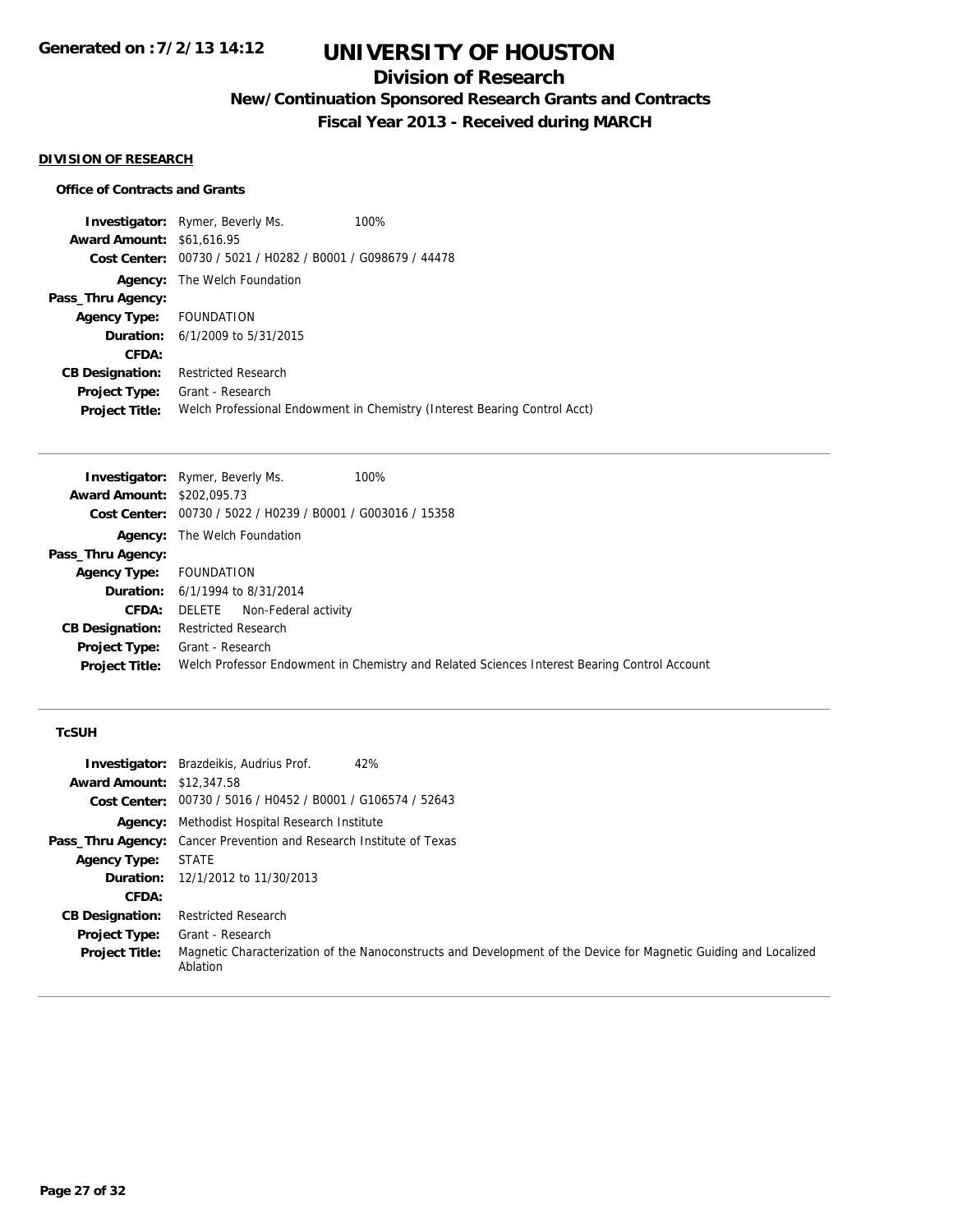**Generated on :7/2/13 14:12**

# UNIVERSITY OF HOUSTON

## Division of Research

### New/Continuation Sponsored Research Grants and Contracts

### Fiscal Year 2013 - Received during MARCH

**DIVISION OF RESEARCH**

**Office of Contracts and Grants**

| | | |
|---|---|---|
| **Investigator:** | Rymer, Beverly Ms. | 100% |
| **Award Amount:** | $61,616.95 | |
| **Cost Center:** | 00730 / 5021 / H0282 / B0001 / G098679 / 44478 | |
| **Agency:** | The Welch Foundation | |
| **Pass_Thru Agency:** | | |
| **Agency Type:** | FOUNDATION | |
| **Duration:** | 6/1/2009 to 5/31/2015 | |
| **CFDA:** | | |
| **CB Designation:** | Restricted Research | |
| **Project Type:** | Grant - Research | |
| **Project Title:** | Welch Professional Endowment in Chemistry (Interest Bearing Control Acct) | |

| | | |
|---|---|---|
| **Investigator:** | Rymer, Beverly Ms. | 100% |
| **Award Amount:** | $202,095.73 | |
| **Cost Center:** | 00730 / 5022 / H0239 / B0001 / G003016 / 15358 | |
| **Agency:** | The Welch Foundation | |
| **Pass_Thru Agency:** | | |
| **Agency Type:** | FOUNDATION | |
| **Duration:** | 6/1/1994 to 8/31/2014 | |
| **CFDA:** | DELETE Non-Federal activity | |
| **CB Designation:** | Restricted Research | |
| **Project Type:** | Grant - Research | |
| **Project Title:** | Welch Professor Endowment in Chemistry and Related Sciences Interest Bearing Control Account | |

**TcSUH**

| | | |
|---|---|---|
| **Investigator:** | Brazdeikis, Audrius Prof. | 42% |
| **Award Amount:** | $12,347.58 | |
| **Cost Center:** | 00730 / 5016 / H0452 / B0001 / G106574 / 52643 | |
| **Agency:** | Methodist Hospital Research Institute | |
| **Pass_Thru Agency:** | Cancer Prevention and Research Institute of Texas | |
| **Agency Type:** | STATE | |
| **Duration:** | 12/1/2012 to 11/30/2013 | |
| **CFDA:** | | |
| **CB Designation:** | Restricted Research | |
| **Project Type:** | Grant - Research | |
| **Project Title:** | Magnetic Characterization of the Nanoconstructs and Development of the Device for Magnetic Guiding and Localized Ablation | |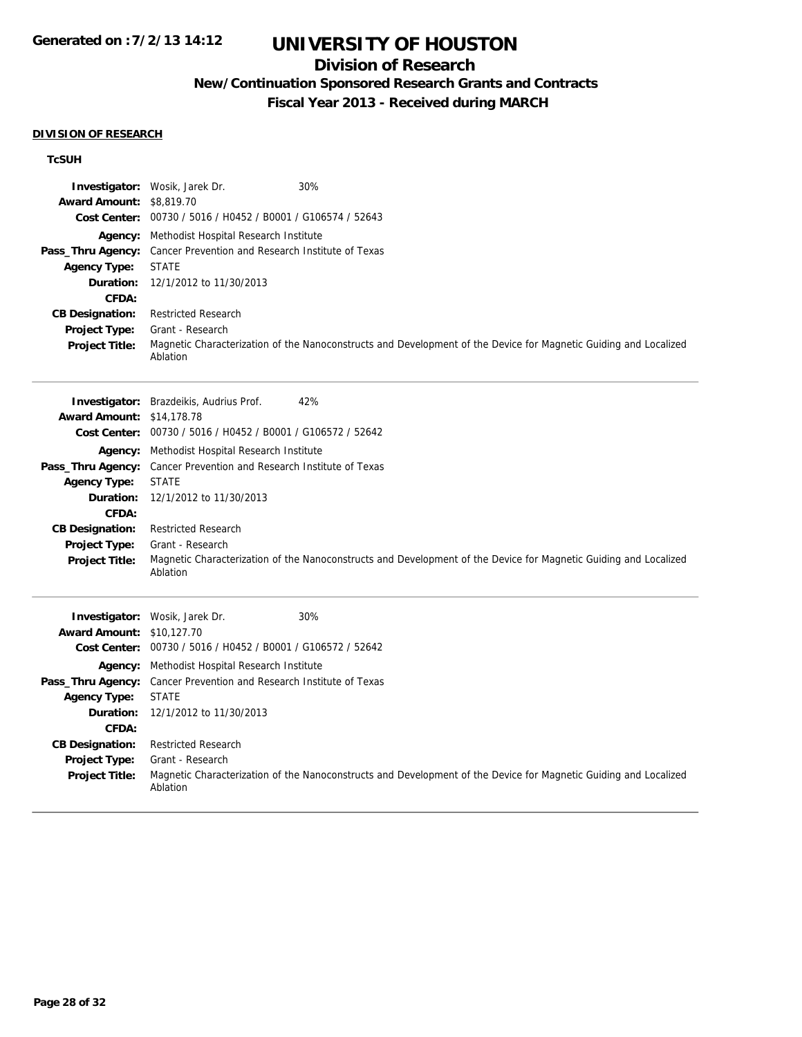# UNIVERSITY OF HOUSTON

## Division of Research

### New/Continuation Sponsored Research Grants and Contracts

### Fiscal Year 2013 - Received during MARCH

**DIVISION OF RESEARCH**

**TcSUH**

**Investigator:** Wosik, Jarek Dr. 30%
**Award Amount:** $8,819.70
**Cost Center:** 00730 / 5016 / H0452 / B0001 / G106574 / 52643
**Agency:** Methodist Hospital Research Institute
**Pass_Thru Agency:** Cancer Prevention and Research Institute of Texas
**Agency Type:** STATE
**Duration:** 12/1/2012 to 11/30/2013
**CFDA:**
**CB Designation:** Restricted Research
**Project Type:** Grant - Research
**Project Title:** Magnetic Characterization of the Nanoconstructs and Development of the Device for Magnetic Guiding and Localized Ablation

---

**Investigator:** Brazdeikis, Audrius Prof. 42%
**Award Amount:** $14,178.78
**Cost Center:** 00730 / 5016 / H0452 / B0001 / G106572 / 52642
**Agency:** Methodist Hospital Research Institute
**Pass_Thru Agency:** Cancer Prevention and Research Institute of Texas
**Agency Type:** STATE
**Duration:** 12/1/2012 to 11/30/2013
**CFDA:**
**CB Designation:** Restricted Research
**Project Type:** Grant - Research
**Project Title:** Magnetic Characterization of the Nanoconstructs and Development of the Device for Magnetic Guiding and Localized Ablation

---

**Investigator:** Wosik, Jarek Dr. 30%
**Award Amount:** $10,127.70
**Cost Center:** 00730 / 5016 / H0452 / B0001 / G106572 / 52642
**Agency:** Methodist Hospital Research Institute
**Pass_Thru Agency:** Cancer Prevention and Research Institute of Texas
**Agency Type:** STATE
**Duration:** 12/1/2012 to 11/30/2013
**CFDA:**
**CB Designation:** Restricted Research
**Project Type:** Grant - Research
**Project Title:** Magnetic Characterization of the Nanoconstructs and Development of the Device for Magnetic Guiding and Localized Ablation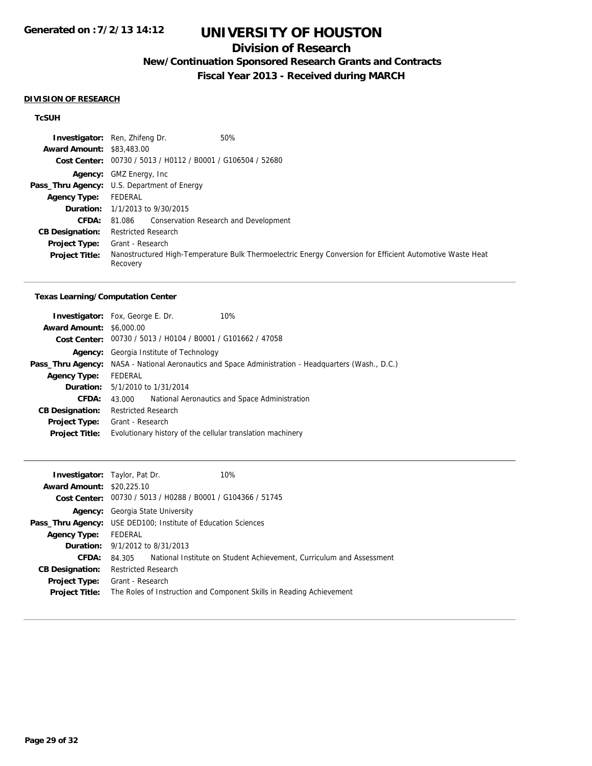# UNIVERSITY OF HOUSTON

## Division of Research

### New/Continuation Sponsored Research Grants and Contracts

### Fiscal Year 2013 - Received during MARCH

**DIVISION OF RESEARCH**

**TcSUH**

| | |
|---|---|
| **Investigator:** | Ren, Zhifeng Dr. 50% |
| **Award Amount:** | $83,483.00 |
| **Cost Center:** | 00730 / 5013 / H0112 / B0001 / G106504 / 52680 |
| **Agency:** | GMZ Energy, Inc |
| **Pass_Thru Agency:** | U.S. Department of Energy |
| **Agency Type:** | FEDERAL |
| **Duration:** | 1/1/2013 to 9/30/2015 |
| **CFDA:** | 81.086 Conservation Research and Development |
| **CB Designation:** | Restricted Research |
| **Project Type:** | Grant - Research |
| **Project Title:** | Nanostructured High-Temperature Bulk Thermoelectric Energy Conversion for Efficient Automotive Waste Heat Recovery |

**Texas Learning/Computation Center**

| | |
|---|---|
| **Investigator:** | Fox, George E. Dr. 10% |
| **Award Amount:** | $6,000.00 |
| **Cost Center:** | 00730 / 5013 / H0104 / B0001 / G101662 / 47058 |
| **Agency:** | Georgia Institute of Technology |
| **Pass_Thru Agency:** | NASA - National Aeronautics and Space Administration - Headquarters (Wash., D.C.) |
| **Agency Type:** | FEDERAL |
| **Duration:** | 5/1/2010 to 1/31/2014 |
| **CFDA:** | 43.000 National Aeronautics and Space Administration |
| **CB Designation:** | Restricted Research |
| **Project Type:** | Grant - Research |
| **Project Title:** | Evolutionary history of the cellular translation machinery |

| | |
|---|---|
| **Investigator:** | Taylor, Pat Dr. 10% |
| **Award Amount:** | $20,225.10 |
| **Cost Center:** | 00730 / 5013 / H0288 / B0001 / G104366 / 51745 |
| **Agency:** | Georgia State University |
| **Pass_Thru Agency:** | USE DED100; Institute of Education Sciences |
| **Agency Type:** | FEDERAL |
| **Duration:** | 9/1/2012 to 8/31/2013 |
| **CFDA:** | 84.305 National Institute on Student Achievement, Curriculum and Assessment |
| **CB Designation:** | Restricted Research |
| **Project Type:** | Grant - Research |
| **Project Title:** | The Roles of Instruction and Component Skills in Reading Achievement |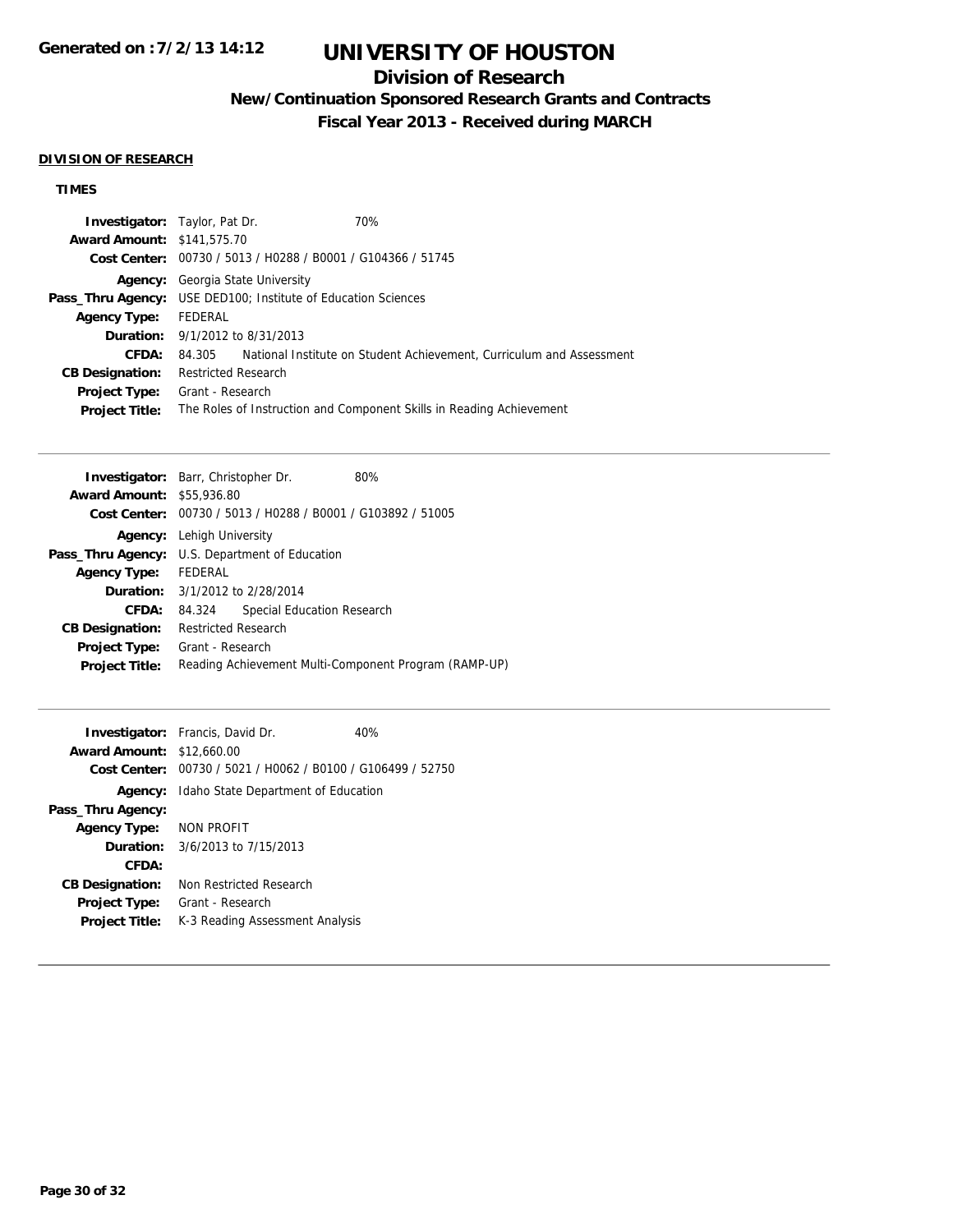# UNIVERSITY OF HOUSTON

## Division of Research

### New/Continuation Sponsored Research Grants and Contracts

### Fiscal Year 2013 - Received during MARCH

**DIVISION OF RESEARCH**

**TIMES**

**Investigator:** Taylor, Pat Dr. 70%
**Award Amount:** $141,575.70
**Cost Center:** 00730 / 5013 / H0288 / B0001 / G104366 / 51745
**Agency:** Georgia State University
**Pass_Thru Agency:** USE DED100; Institute of Education Sciences
**Agency Type:** FEDERAL
**Duration:** 9/1/2012 to 8/31/2013
**CFDA:** 84.305 National Institute on Student Achievement, Curriculum and Assessment
**CB Designation:** Restricted Research
**Project Type:** Grant - Research
**Project Title:** The Roles of Instruction and Component Skills in Reading Achievement

---

**Investigator:** Barr, Christopher Dr. 80%
**Award Amount:** $55,936.80
**Cost Center:** 00730 / 5013 / H0288 / B0001 / G103892 / 51005
**Agency:** Lehigh University
**Pass_Thru Agency:** U.S. Department of Education
**Agency Type:** FEDERAL
**Duration:** 3/1/2012 to 2/28/2014
**CFDA:** 84.324 Special Education Research
**CB Designation:** Restricted Research
**Project Type:** Grant - Research
**Project Title:** Reading Achievement Multi-Component Program (RAMP-UP)

---

**Investigator:** Francis, David Dr. 40%
**Award Amount:** $12,660.00
**Cost Center:** 00730 / 5021 / H0062 / B0100 / G106499 / 52750
**Agency:** Idaho State Department of Education
**Pass_Thru Agency:**
**Agency Type:** NON PROFIT
**Duration:** 3/6/2013 to 7/15/2013
**CFDA:**
**CB Designation:** Non Restricted Research
**Project Type:** Grant - Research
**Project Title:** K-3 Reading Assessment Analysis

---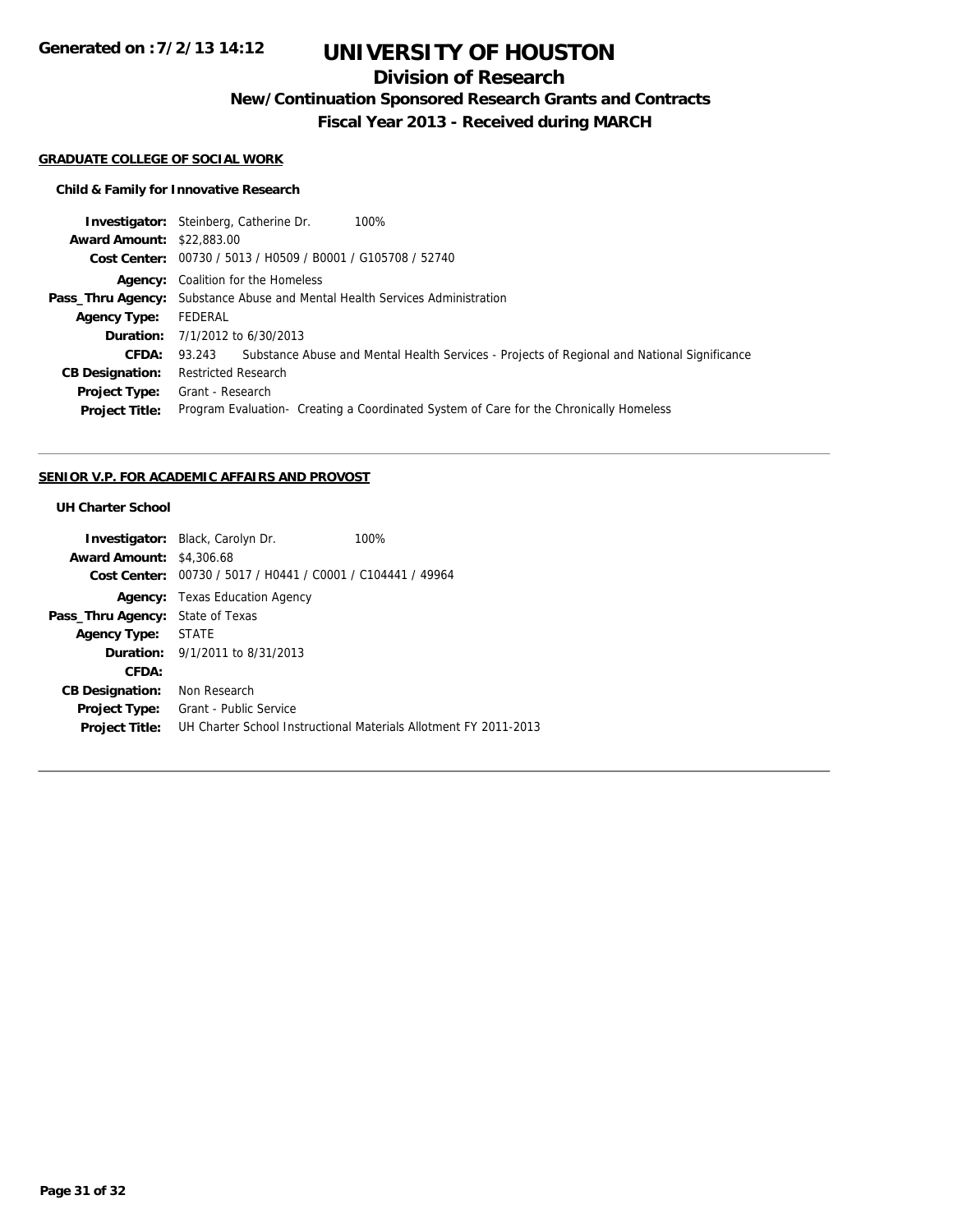# UNIVERSITY OF HOUSTON

## Division of Research

### New/Continuation Sponsored Research Grants and Contracts

### Fiscal Year 2013 - Received during MARCH

**GRADUATE COLLEGE OF SOCIAL WORK**

**Child & Family for Innovative Research**

| | |
|---|---|
| **Investigator:** | Steinberg, Catherine Dr. 100% |
| **Award Amount:** | $22,883.00 |
| **Cost Center:** | 00730 / 5013 / H0509 / B0001 / G105708 / 52740 |
| **Agency:** | Coalition for the Homeless |
| **Pass_Thru Agency:** | Substance Abuse and Mental Health Services Administration |
| **Agency Type:** | FEDERAL |
| **Duration:** | 7/1/2012 to 6/30/2013 |
| **CFDA:** | 93.243 Substance Abuse and Mental Health Services - Projects of Regional and National Significance |
| **CB Designation:** | Restricted Research |
| **Project Type:** | Grant - Research |
| **Project Title:** | Program Evaluation- Creating a Coordinated System of Care for the Chronically Homeless |

**SENIOR V.P. FOR ACADEMIC AFFAIRS AND PROVOST**

**UH Charter School**

| | |
|---|---|
| **Investigator:** | Black, Carolyn Dr. 100% |
| **Award Amount:** | $4,306.68 |
| **Cost Center:** | 00730 / 5017 / H0441 / C0001 / C104441 / 49964 |
| **Agency:** | Texas Education Agency |
| **Pass_Thru Agency:** | State of Texas |
| **Agency Type:** | STATE |
| **Duration:** | 9/1/2011 to 8/31/2013 |
| **CFDA:** | |
| **CB Designation:** | Non Research |
| **Project Type:** | Grant - Public Service |
| **Project Title:** | UH Charter School Instructional Materials Allotment FY 2011-2013 |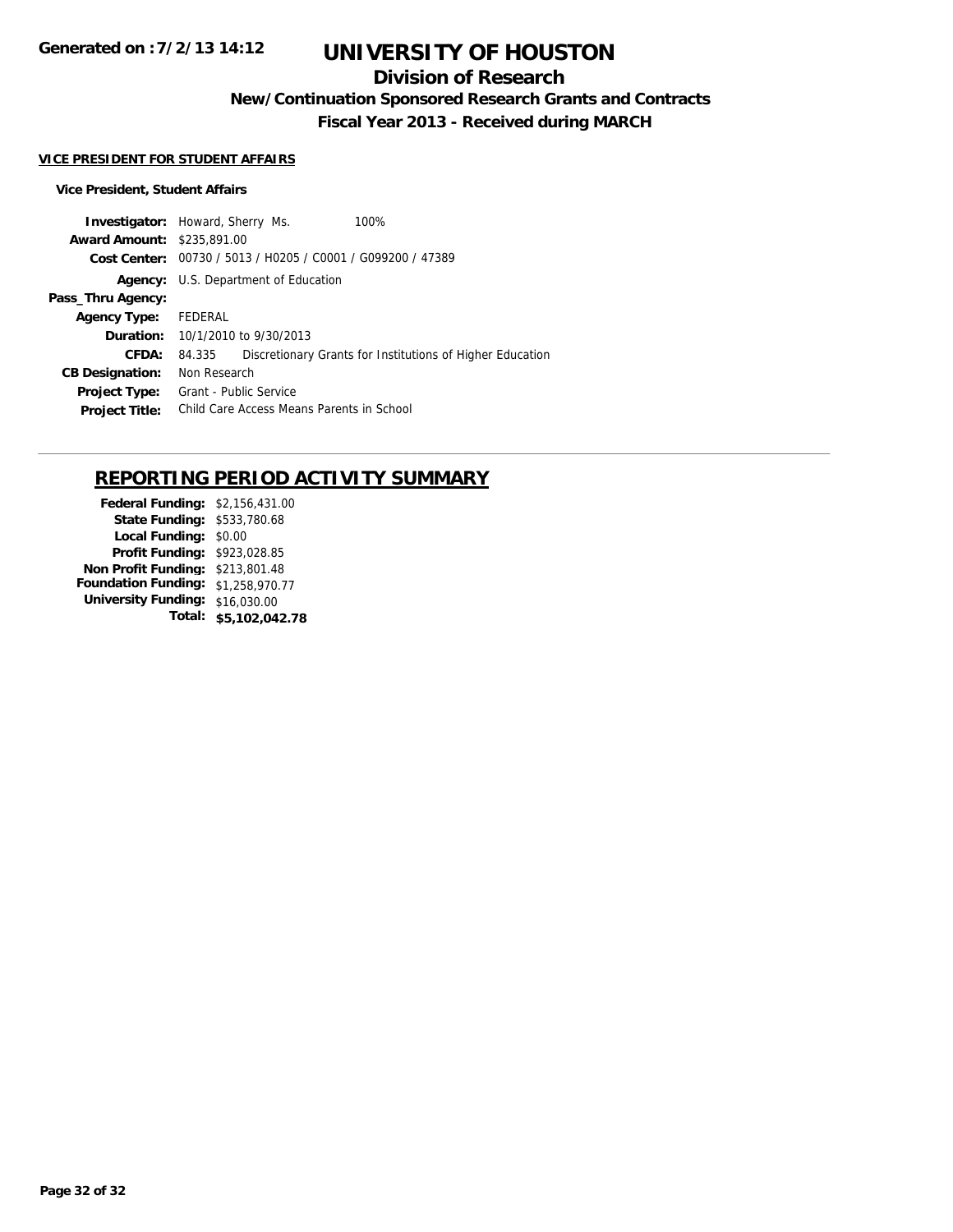# UNIVERSITY OF HOUSTON

## Division of Research

### New/Continuation Sponsored Research Grants and Contracts

### Fiscal Year 2013 - Received during MARCH

**VICE PRESIDENT FOR STUDENT AFFAIRS**

**Vice President, Student Affairs**

| | |
|---|---|
| **Investigator:** | Howard, Sherry Ms. 100% |
| **Award Amount:** | $235,891.00 |
| **Cost Center:** | 00730 / 5013 / H0205 / C0001 / G099200 / 47389 |
| **Agency:** | U.S. Department of Education |
| **Pass_Thru Agency:** | |
| **Agency Type:** | FEDERAL |
| **Duration:** | 10/1/2010 to 9/30/2013 |
| **CFDA:** | 84.335 Discretionary Grants for Institutions of Higher Education |
| **CB Designation:** | Non Research |
| **Project Type:** | Grant - Public Service |
| **Project Title:** | Child Care Access Means Parents in School |

## REPORTING PERIOD ACTIVITY SUMMARY

| | |
|---|---|
| **Federal Funding:** | $2,156,431.00 |
| **State Funding:** | $533,780.68 |
| **Local Funding:** | $0.00 |
| **Profit Funding:** | $923,028.85 |
| **Non Profit Funding:** | $213,801.48 |
| **Foundation Funding:** | $1,258,970.77 |
| **University Funding:** | $16,030.00 |
| **Total:** | **$5,102,042.78** |